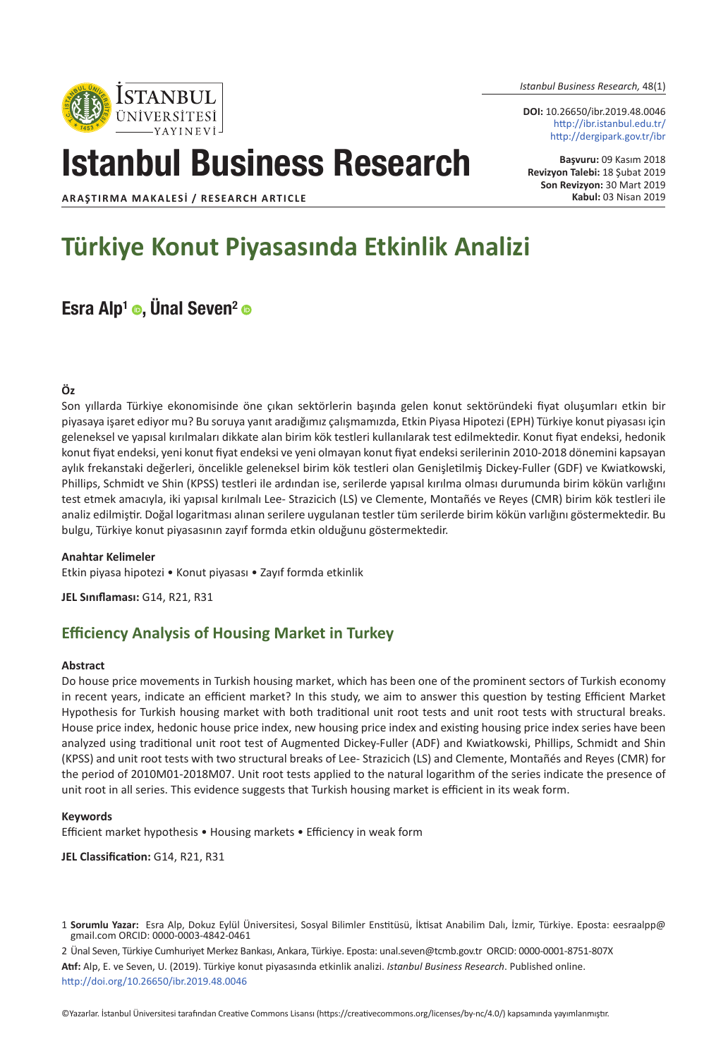Istanbul Business Research, 48(1)

**DOI:** 10.26650/ibr.2019.48.0046
http://ibr.istanbul.edu.tr/
http://dergipark.gov.tr/ibr

# Istanbul Business Research

**ARAŞTIRMA MAKALESİ / RESEARCH ARTICLE**

**Başvuru:** 09 Kasım 2018
**Revizyon Talebi:** 18 Şubat 2019
**Son Revizyon:** 30 Mart 2019
**Kabul:** 03 Nisan 2019

# Türkiye Konut Piyasasında Etkinlik Analizi

**Esra Alp[1], Ünal Seven[2]**

### Öz

Son yıllarda Türkiye ekonomisinde öne çıkan sektörlerin başında gelen konut sektöründeki fiyat oluşumları etkin bir piyasaya işaret ediyor mu? Bu soruya yanıt aradığımız çalışmamızda, Etkin Piyasa Hipotezi (EPH) Türkiye konut piyasası için geleneksel ve yapısal kırılmaları dikkate alan birim kök testleri kullanılarak test edilmektedir. Konut fiyat endeksi, hedonik konut fiyat endeksi, yeni konut fiyat endeksi ve yeni olmayan konut fiyat endeksi serilerinin 2010-2018 dönemini kapsayan aylık frekanstaki değerleri, öncelikle geleneksel birim kök testleri olan Genişletilmiş Dickey-Fuller (GDF) ve Kwiatkowski, Phillips, Schmidt ve Shin (KPSS) testleri ile ardından ise, serilerde yapısal kırılma olması durumunda birim kökün varlığını test etmek amacıyla, iki yapısal kırılmalı Lee- Strazicich (LS) ve Clemente, Montañés ve Reyes (CMR) birim kök testleri ile analiz edilmiştir. Doğal logaritması alınan serilere uygulanan testler tüm serilerde birim kökün varlığını göstermektedir. Bu bulgu, Türkiye konut piyasasının zayıf formda etkin olduğunu göstermektedir.

**Anahtar Kelimeler**

Etkin piyasa hipotezi • Konut piyasası • Zayıf formda etkinlik

**JEL Sınıflaması:** G14, R21, R31

## Efficiency Analysis of Housing Market in Turkey

### Abstract

Do house price movements in Turkish housing market, which has been one of the prominent sectors of Turkish economy in recent years, indicate an efficient market? In this study, we aim to answer this question by testing Efficient Market Hypothesis for Turkish housing market with both traditional unit root tests and unit root tests with structural breaks. House price index, hedonic house price index, new housing price index and existing housing price index series have been analyzed using traditional unit root test of Augmented Dickey-Fuller (ADF) and Kwiatkowski, Phillips, Schmidt and Shin (KPSS) and unit root tests with two structural breaks of Lee- Strazicich (LS) and Clemente, Montañés and Reyes (CMR) for the period of 2010M01-2018M07. Unit root tests applied to the natural logarithm of the series indicate the presence of unit root in all series. This evidence suggests that Turkish housing market is efficient in its weak form.

**Keywords**

Efficient market hypothesis • Housing markets • Efficiency in weak form

**JEL Classification:** G14, R21, R31

1 **Sorumlu Yazar:** Esra Alp, Dokuz Eylül Üniversitesi, Sosyal Bilimler Enstitüsü, İktisat Anabilim Dalı, İzmir, Türkiye. Eposta: eesraalpp@gmail.com ORCID: 0000-0003-4842-0461

2 Ünal Seven, Türkiye Cumhuriyet Merkez Bankası, Ankara, Türkiye. Eposta: unal.seven@tcmb.gov.tr ORCID: 0000-0001-8751-807X

**Atıf:** Alp, E. ve Seven, U. (2019). Türkiye konut piyasasında etkinlik analizi. *Istanbul Business Research*. Published online. http://doi.org/10.26650/ibr.2019.48.0046

©Yazarlar. İstanbul Üniversitesi tarafından Creative Commons Lisansı (https://creativecommons.org/licenses/by-nc/4.0/) kapsamında yayımlanmıştır.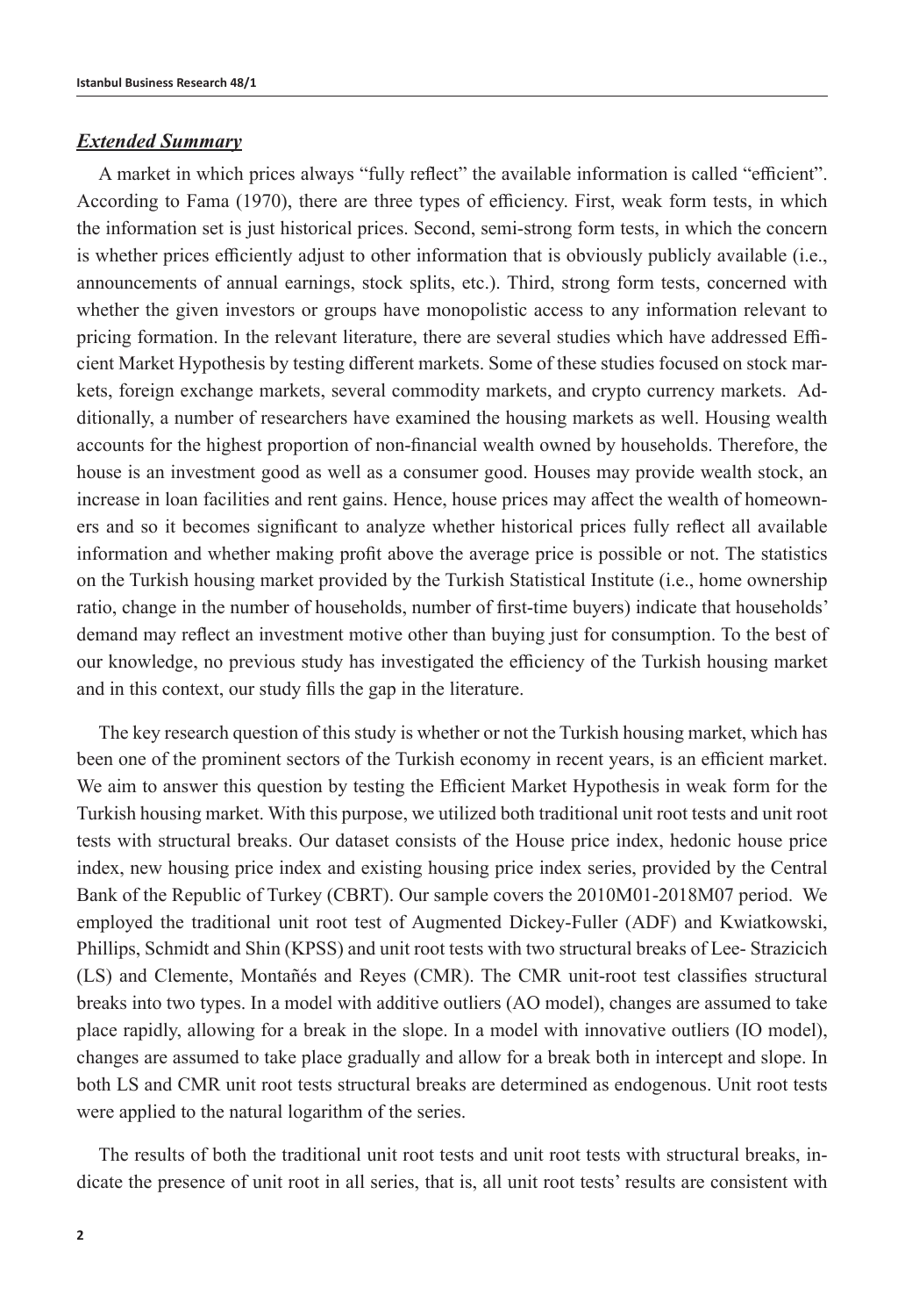## *Extended Summary*

A market in which prices always "fully reflect" the available information is called "efficient". According to Fama (1970), there are three types of efficiency. First, weak form tests, in which the information set is just historical prices. Second, semi-strong form tests, in which the concern is whether prices efficiently adjust to other information that is obviously publicly available (i.e., announcements of annual earnings, stock splits, etc.). Third, strong form tests, concerned with whether the given investors or groups have monopolistic access to any information relevant to pricing formation. In the relevant literature, there are several studies which have addressed Efficient Market Hypothesis by testing different markets. Some of these studies focused on stock markets, foreign exchange markets, several commodity markets, and crypto currency markets. Additionally, a number of researchers have examined the housing markets as well. Housing wealth accounts for the highest proportion of non-financial wealth owned by households. Therefore, the house is an investment good as well as a consumer good. Houses may provide wealth stock, an increase in loan facilities and rent gains. Hence, house prices may affect the wealth of homeowners and so it becomes significant to analyze whether historical prices fully reflect all available information and whether making profit above the average price is possible or not. The statistics on the Turkish housing market provided by the Turkish Statistical Institute (i.e., home ownership ratio, change in the number of households, number of first-time buyers) indicate that households' demand may reflect an investment motive other than buying just for consumption. To the best of our knowledge, no previous study has investigated the efficiency of the Turkish housing market and in this context, our study fills the gap in the literature.

The key research question of this study is whether or not the Turkish housing market, which has been one of the prominent sectors of the Turkish economy in recent years, is an efficient market. We aim to answer this question by testing the Efficient Market Hypothesis in weak form for the Turkish housing market. With this purpose, we utilized both traditional unit root tests and unit root tests with structural breaks. Our dataset consists of the House price index, hedonic house price index, new housing price index and existing housing price index series, provided by the Central Bank of the Republic of Turkey (CBRT). Our sample covers the 2010M01-2018M07 period. We employed the traditional unit root test of Augmented Dickey-Fuller (ADF) and Kwiatkowski, Phillips, Schmidt and Shin (KPSS) and unit root tests with two structural breaks of Lee- Strazicich (LS) and Clemente, Montañés and Reyes (CMR). The CMR unit-root test classifies structural breaks into two types. In a model with additive outliers (AO model), changes are assumed to take place rapidly, allowing for a break in the slope. In a model with innovative outliers (IO model), changes are assumed to take place gradually and allow for a break both in intercept and slope. In both LS and CMR unit root tests structural breaks are determined as endogenous. Unit root tests were applied to the natural logarithm of the series.

The results of both the traditional unit root tests and unit root tests with structural breaks, indicate the presence of unit root in all series, that is, all unit root tests' results are consistent with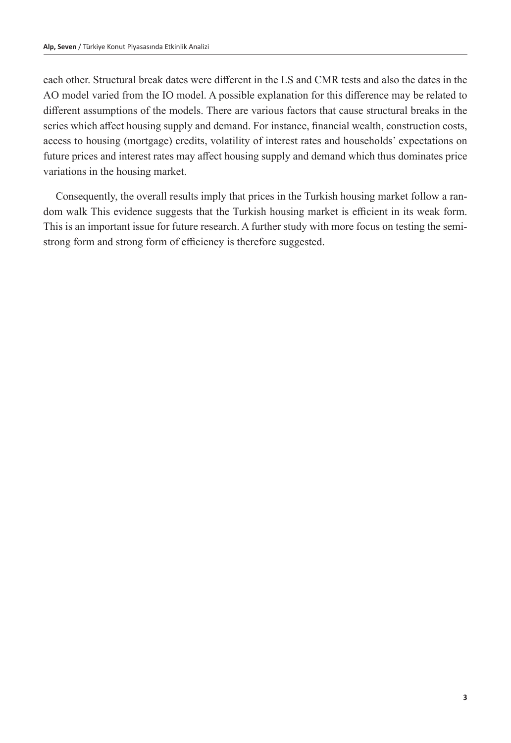each other. Structural break dates were different in the LS and CMR tests and also the dates in the AO model varied from the IO model. A possible explanation for this difference may be related to different assumptions of the models. There are various factors that cause structural breaks in the series which affect housing supply and demand. For instance, financial wealth, construction costs, access to housing (mortgage) credits, volatility of interest rates and households' expectations on future prices and interest rates may affect housing supply and demand which thus dominates price variations in the housing market.

Consequently, the overall results imply that prices in the Turkish housing market follow a random walk This evidence suggests that the Turkish housing market is efficient in its weak form. This is an important issue for future research. A further study with more focus on testing the semi-strong form and strong form of efficiency is therefore suggested.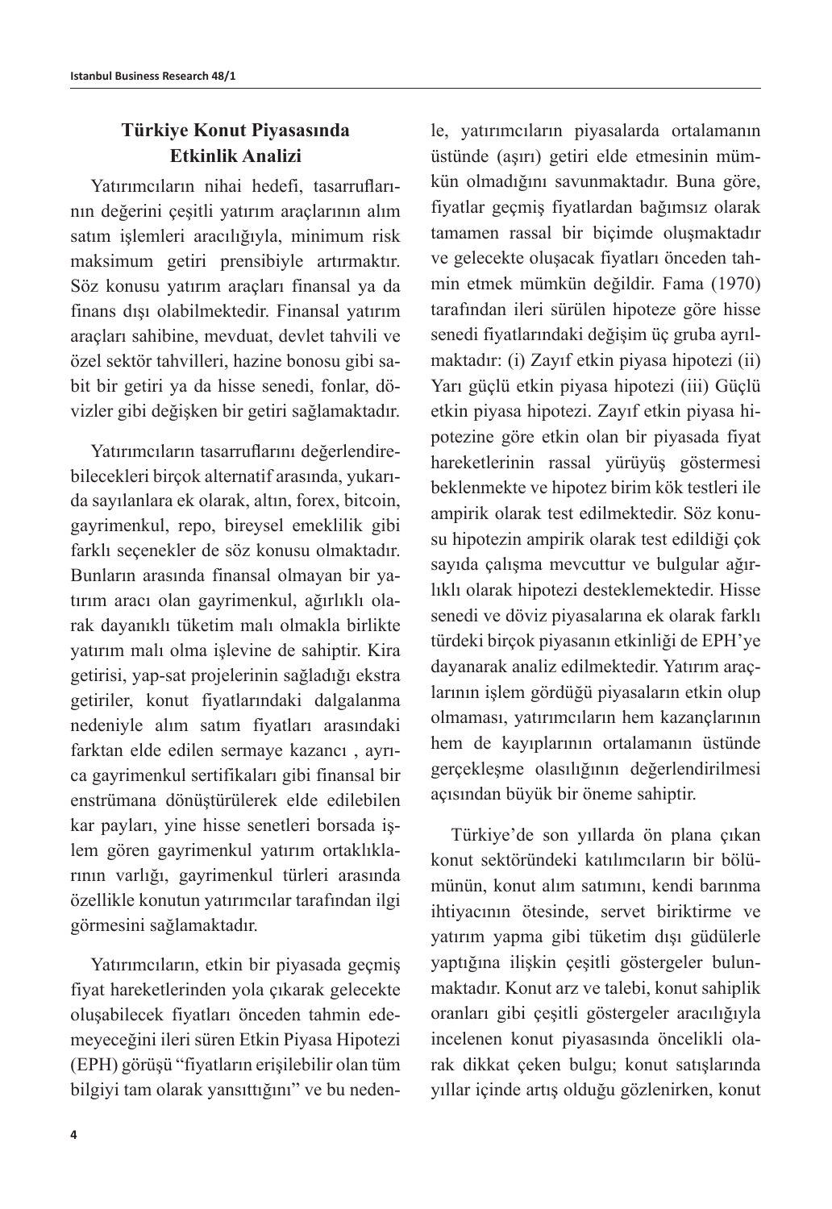## Türkiye Konut Piyasasında Etkinlik Analizi

Yatırımcıların nihai hedefi, tasarruflarının değerini çeşitli yatırım araçlarının alım satım işlemleri aracılığıyla, minimum risk maksimum getiri prensibiyle artırmaktır. Söz konusu yatırım araçları finansal ya da finans dışı olabilmektedir. Finansal yatırım araçları sahibine, mevduat, devlet tahvili ve özel sektör tahvilleri, hazine bonosu gibi sabit bir getiri ya da hisse senedi, fonlar, dövizler gibi değişken bir getiri sağlamaktadır.

Yatırımcıların tasarruflarını değerlendirebilecekleri birçok alternatif arasında, yukarıda sayılanlara ek olarak, altın, forex, bitcoin, gayrimenkul, repo, bireysel emeklilik gibi farklı seçenekler de söz konusu olmaktadır. Bunların arasında finansal olmayan bir yatırım aracı olan gayrimenkul, ağırlıklı olarak dayanıklı tüketim malı olmakla birlikte yatırım malı olma işlevine de sahiptir. Kira getirisi, yap-sat projelerinin sağladığı ekstra getiriler, konut fiyatlarındaki dalgalanma nedeniyle alım satım fiyatları arasındaki farktan elde edilen sermaye kazancı , ayrıca gayrimenkul sertifikaları gibi finansal bir enstrümana dönüştürülerek elde edilebilen kar payları, yine hisse senetleri borsada işlem gören gayrimenkul yatırım ortaklıklarının varlığı, gayrimenkul türleri arasında özellikle konutun yatırımcılar tarafından ilgi görmesini sağlamaktadır.

Yatırımcıların, etkin bir piyasada geçmiş fiyat hareketlerinden yola çıkarak gelecekte oluşabilecek fiyatları önceden tahmin edemeyeceğini ileri süren Etkin Piyasa Hipotezi (EPH) görüşü "fiyatların erişilebilir olan tüm bilgiyi tam olarak yansıttığını" ve bu nedenle, yatırımcıların piyasalarda ortalamanın üstünde (aşırı) getiri elde etmesinin mümkün olmadığını savunmaktadır. Buna göre, fiyatlar geçmiş fiyatlardan bağımsız olarak tamamen rassal bir biçimde oluşmaktadır ve gelecekte oluşacak fiyatları önceden tahmin etmek mümkün değildir. Fama (1970) tarafından ileri sürülen hipoteze göre hisse senedi fiyatlarındaki değişim üç gruba ayrılmaktadır: (i) Zayıf etkin piyasa hipotezi (ii) Yarı güçlü etkin piyasa hipotezi (iii) Güçlü etkin piyasa hipotezi. Zayıf etkin piyasa hipotezine göre etkin olan bir piyasada fiyat hareketlerinin rassal yürüyüş göstermesi beklenmekte ve hipotez birim kök testleri ile ampirik olarak test edilmektedir. Söz konusu hipotezin ampirik olarak test edildiği çok sayıda çalışma mevcuttur ve bulgular ağırlıklı olarak hipotezi desteklemektedir. Hisse senedi ve döviz piyasalarına ek olarak farklı türdeki birçok piyasanın etkinliği de EPH'ye dayanarak analiz edilmektedir. Yatırım araçlarının işlem gördüğü piyasaların etkin olup olmaması, yatırımcıların hem kazançlarının hem de kayıplarının ortalamanın üstünde gerçekleşme olasılığının değerlendirilmesi açısından büyük bir öneme sahiptir.

Türkiye'de son yıllarda ön plana çıkan konut sektöründeki katılımcıların bir bölümünün, konut alım satımını, kendi barınma ihtiyacının ötesinde, servet biriktirme ve yatırım yapma gibi tüketim dışı güdülerle yaptığına ilişkin çeşitli göstergeler bulunmaktadır. Konut arz ve talebi, konut sahiplik oranları gibi çeşitli göstergeler aracılığıyla incelenen konut piyasasında öncelikli olarak dikkat çeken bulgu; konut satışlarında yıllar içinde artış olduğu gözlenirken, konut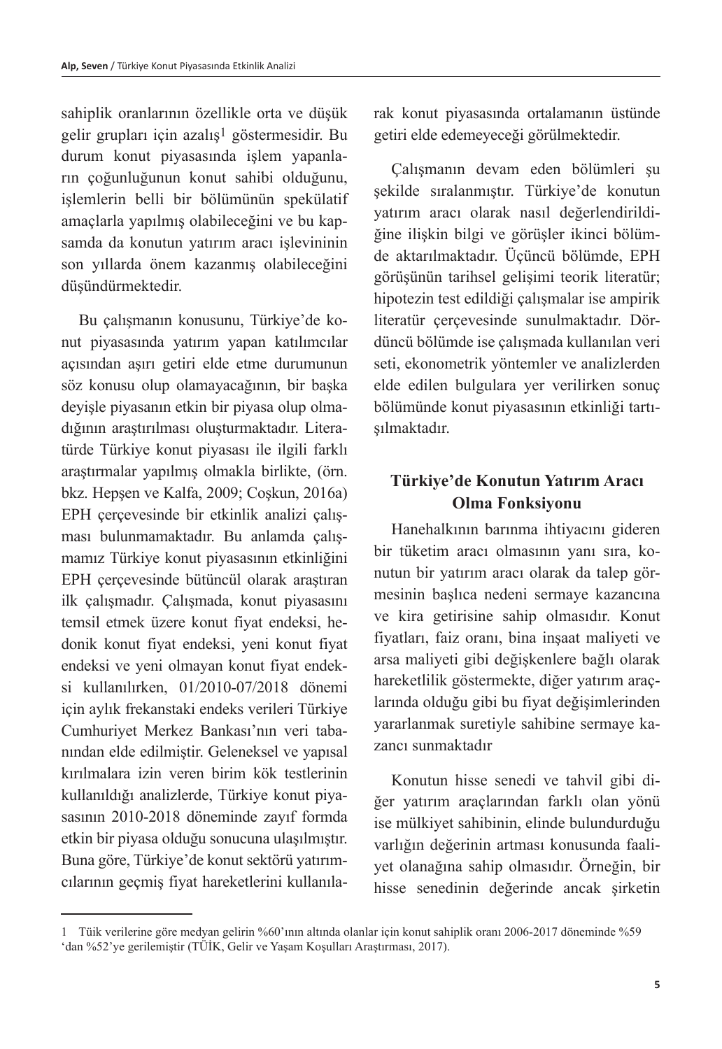sahiplik oranlarının özellikle orta ve düşük gelir grupları için azalış[1] göstermesidir. Bu durum konut piyasasında işlem yapanların çoğunluğunun konut sahibi olduğunu, işlemlerin belli bir bölümünün spekülatif amaçlarla yapılmış olabileceğini ve bu kapsamda da konutun yatırım aracı işlevininin son yıllarda önem kazanmış olabileceğini düşündürmektedir.

Bu çalışmanın konusunu, Türkiye'de konut piyasasında yatırım yapan katılımcılar açısından aşırı getiri elde etme durumunun söz konusu olup olamayacağının, bir başka deyişle piyasanın etkin bir piyasa olup olmadığının araştırılması oluşturmaktadır. Literatürde Türkiye konut piyasası ile ilgili farklı araştırmalar yapılmış olmakla birlikte, (örn. bkz. Hepşen ve Kalfa, 2009; Coşkun, 2016a) EPH çerçevesinde bir etkinlik analizi çalışması bulunmamaktadır. Bu anlamda çalışmamız Türkiye konut piyasasının etkinliğini EPH çerçevesinde bütüncül olarak araştıran ilk çalışmadır. Çalışmada, konut piyasasını temsil etmek üzere konut fiyat endeksi, hedonik konut fiyat endeksi, yeni konut fiyat endeksi ve yeni olmayan konut fiyat endeksi kullanılırken, 01/2010-07/2018 dönemi için aylık frekanstaki endeks verileri Türkiye Cumhuriyet Merkez Bankası'nın veri tabanından elde edilmiştir. Geleneksel ve yapısal kırılmalara izin veren birim kök testlerinin kullanıldığı analizlerde, Türkiye konut piyasasının 2010-2018 döneminde zayıf formda etkin bir piyasa olduğu sonucuna ulaşılmıştır. Buna göre, Türkiye'de konut sektörü yatırımcılarının geçmiş fiyat hareketlerini kullanılarak konut piyasasında ortalamanın üstünde getiri elde edemeyeceği görülmektedir.

Çalışmanın devam eden bölümleri şu şekilde sıralanmıştır. Türkiye'de konutun yatırım aracı olarak nasıl değerlendirildiğine ilişkin bilgi ve görüşler ikinci bölümde aktarılmaktadır. Üçüncü bölümde, EPH görüşünün tarihsel gelişimi teorik literatür; hipotezin test edildiği çalışmalar ise ampirik literatür çerçevesinde sunulmaktadır. Dördüncü bölümde ise çalışmada kullanılan veri seti, ekonometrik yöntemler ve analizlerden elde edilen bulgulara yer verilirken sonuç bölümünde konut piyasasının etkinliği tartışılmaktadır.

## Türkiye'de Konutun Yatırım Aracı Olma Fonksiyonu

Hanehalkının barınma ihtiyacını gideren bir tüketim aracı olmasının yanı sıra, konutun bir yatırım aracı olarak da talep görmesinin başlıca nedeni sermaye kazancına ve kira getirisine sahip olmasıdır. Konut fiyatları, faiz oranı, bina inşaat maliyeti ve arsa maliyeti gibi değişkenlere bağlı olarak hareketlilik göstermekte, diğer yatırım araçlarında olduğu gibi bu fiyat değişimlerinden yararlanmak suretiyle sahibine sermaye kazancı sunmaktadır

Konutun hisse senedi ve tahvil gibi diğer yatırım araçlarından farklı olan yönü ise mülkiyet sahibinin, elinde bulundurduğu varlığın değerinin artması konusunda faaliyet olanağına sahip olmasıdır. Örneğin, bir hisse senedinin değerinde ancak şirketin

---

[1] Tüik verilerine göre medyan gelirin %60'ının altında olanlar için konut sahiplik oranı 2006-2017 döneminde %59 'dan %52'ye gerilemiştir (TÜİK, Gelir ve Yaşam Koşulları Araştırması, 2017).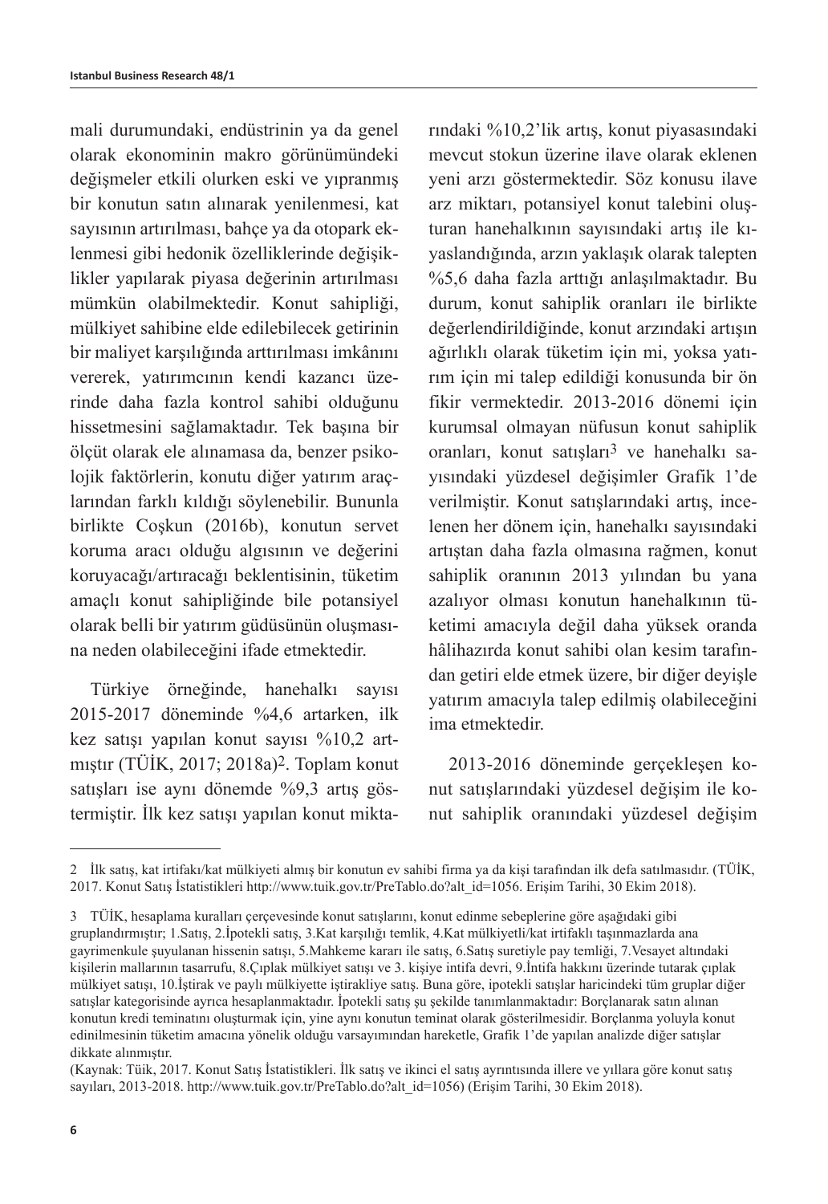mali durumundaki, endüstrinin ya da genel olarak ekonominin makro görünümündeki değişmeler etkili olurken eski ve yıpranmış bir konutun satın alınarak yenilenmesi, kat sayısının artırılması, bahçe ya da otopark eklenmesi gibi hedonik özelliklerinde değişiklikler yapılarak piyasa değerinin artırılması mümkün olabilmektedir. Konut sahipliği, mülkiyet sahibine elde edilebilecek getirinin bir maliyet karşılığında arttırılması imkânını vererek, yatırımcının kendi kazancı üzerinde daha fazla kontrol sahibi olduğunu hissetmesini sağlamaktadır. Tek başına bir ölçüt olarak ele alınamasa da, benzer psikolojik faktörlerin, konutu diğer yatırım araçlarından farklı kıldığı söylenebilir. Bununla birlikte Coşkun (2016b), konutun servet koruma aracı olduğu algısının ve değerini koruyacağı/artıracağı beklentisinin, tüketim amaçlı konut sahipliğinde bile potansiyel olarak belli bir yatırım güdüsünün oluşmasına neden olabileceğini ifade etmektedir.

Türkiye örneğinde, hanehalkı sayısı 2015-2017 döneminde %4,6 artarken, ilk kez satışı yapılan konut sayısı %10,2 artmıştır (TÜİK, 2017; 2018a)[2]. Toplam konut satışları ise aynı dönemde %9,3 artış göstermiştir. İlk kez satışı yapılan konut miktarındaki %10,2'lik artış, konut piyasasındaki mevcut stokun üzerine ilave olarak eklenen yeni arzı göstermektedir. Söz konusu ilave arz miktarı, potansiyel konut talebini oluşturan hanehalkının sayısındaki artış ile kıyaslandığında, arzın yaklaşık olarak talepten %5,6 daha fazla arttığı anlaşılmaktadır. Bu durum, konut sahiplik oranları ile birlikte değerlendirildiğinde, konut arzındaki artışın ağırlıklı olarak tüketim için mi, yoksa yatırım için mi talep edildiği konusunda bir ön fikir vermektedir. 2013-2016 dönemi için kurumsal olmayan nüfusun konut sahiplik oranları, konut satışları[3] ve hanehalkı sayısındaki yüzdesel değişimler Grafik 1'de verilmiştir. Konut satışlarındaki artış, incelenen her dönem için, hanehalkı sayısındaki artıştan daha fazla olmasına rağmen, konut sahiplik oranının 2013 yılından bu yana azalıyor olması konutun hanehalkının tüketimi amacıyla değil daha yüksek oranda hâlihazırda konut sahibi olan kesim tarafından getiri elde etmek üzere, bir diğer deyişle yatırım amacıyla talep edilmiş olabileceğini ima etmektedir.

2013-2016 döneminde gerçekleşen konut satışlarındaki yüzdesel değişim ile konut sahiplik oranındaki yüzdesel değişim

---

2 İlk satış, kat irtifakı/kat mülkiyeti almış bir konutun ev sahibi firma ya da kişi tarafından ilk defa satılmasıdır. (TÜİK, 2017. Konut Satış İstatistikleri http://www.tuik.gov.tr/PreTablo.do?alt_id=1056. Erişim Tarihi, 30 Ekim 2018).

3 TÜİK, hesaplama kuralları çerçevesinde konut satışlarını, konut edinme sebeplerine göre aşağıdaki gibi gruplandırmıştır; 1.Satış, 2.İpotekli satış, 3.Kat karşılığı temlik, 4.Kat mülkiyetli/kat irtifaklı taşınmazlarda ana gayrimenkule şuyulanan hissenin satışı, 5.Mahkeme kararı ile satış, 6.Satış suretiyle pay temliği, 7.Vesayet altındaki kişilerin mallarının tasarrufu, 8.Çıplak mülkiyet satışı ve 3. kişiye intifa devri, 9.İntifa hakkını üzerinde tutarak çıplak mülkiyet satışı, 10.İştirak ve paylı mülkiyette iştirakliye satış. Buna göre, ipotekli satışlar haricindeki tüm gruplar diğer satışlar kategorisinde ayrıca hesaplanmaktadır. İpotekli satış şu şekilde tanımlanmaktadır: Borçlanarak satın alınan konutun kredi teminatını oluşturmak için, yine aynı konutun teminat olarak gösterilmesidir. Borçlanma yoluyla konut edinilmesinin tüketim amacına yönelik olduğu varsayımından hareketle, Grafik 1'de yapılan analizde diğer satışlar dikkate alınmıştır.

(Kaynak: Tüik, 2017. Konut Satış İstatistikleri. İlk satış ve ikinci el satış ayrıntısında illere ve yıllara göre konut satış sayıları, 2013-2018. http://www.tuik.gov.tr/PreTablo.do?alt_id=1056) (Erişim Tarihi, 30 Ekim 2018).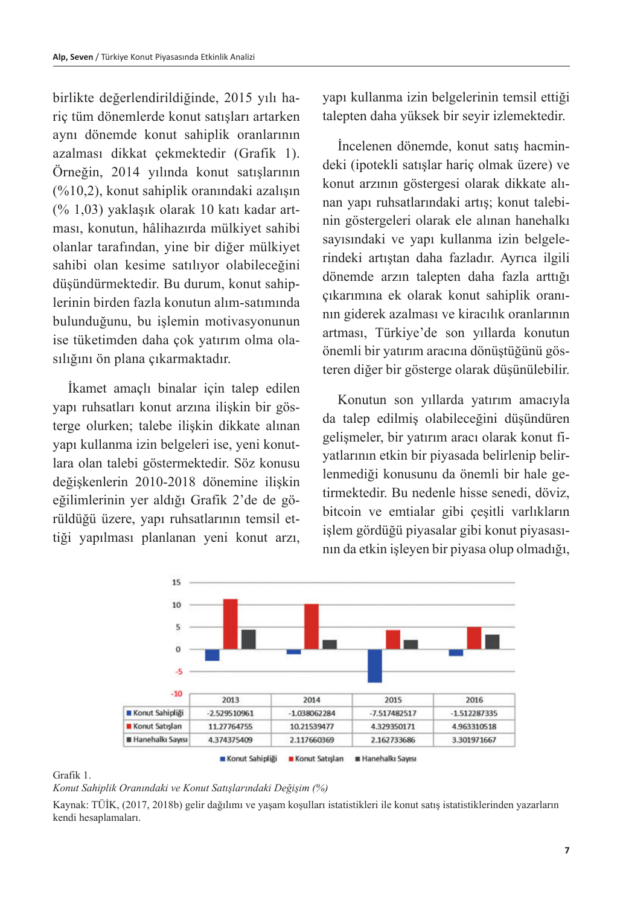birlikte değerlendirildiğinde, 2015 yılı hariç tüm dönemlerde konut satışları artarken aynı dönemde konut sahiplik oranlarının azalması dikkat çekmektedir (Grafik 1). Örneğin, 2014 yılında konut satışlarının (%10,2), konut sahiplik oranındaki azalışın (% 1,03) yaklaşık olarak 10 katı kadar artması, konutun, hâlihazırda mülkiyet sahibi olanlar tarafından, yine bir diğer mülkiyet sahibi olan kesime satılıyor olabileceğini düşündürmektedir. Bu durum, konut sahiplerinin birden fazla konutun alım-satımında bulunduğunu, bu işlemin motivasyonunun ise tüketimden daha çok yatırım olma olasılığını ön plana çıkarmaktadır.

İkamet amaçlı binalar için talep edilen yapı ruhsatları konut arzına ilişkin bir gösterge olurken; talebe ilişkin dikkate alınan yapı kullanma izin belgeleri ise, yeni konutlara olan talebi göstermektedir. Söz konusu değişkenlerin 2010-2018 dönemine ilişkin eğilimlerinin yer aldığı Grafik 2'de de görüldüğü üzere, yapı ruhsatlarının temsil ettiği yapılması planlanan yeni konut arzı, yapı kullanma izin belgelerinin temsil ettiği talepten daha yüksek bir seyir izlemektedir.

İncelenen dönemde, konut satış hacmindeki (ipotekli satışlar hariç olmak üzere) ve konut arzının göstergesi olarak dikkate alınan yapı ruhsatlarındaki artış; konut talebinin göstergeleri olarak ele alınan hanehalkı sayısındaki ve yapı kullanma izin belgelerindeki artıştan daha fazladır. Ayrıca ilgili dönemde arzın talepten daha fazla arttığı çıkarımına ek olarak konut sahiplik oranının giderek azalması ve kiracılık oranlarının artması, Türkiye'de son yıllarda konutun önemli bir yatırım aracına dönüştüğünü gösteren diğer bir gösterge olarak düşünülebilir.

Konutun son yıllarda yatırım amacıyla da talep edilmiş olabileceğini düşündüren gelişmeler, bir yatırım aracı olarak konut fiyatlarının etkin bir piyasada belirlenip belirlenmediği konusunu da önemli bir hale getirmektedir. Bu nedenle hisse senedi, döviz, bitcoin ve emtialar gibi çeşitli varlıkların işlem gördüğü piyasalar gibi konut piyasasının da etkin işleyen bir piyasa olup olmadığı,

| | 2013 | 2014 | 2015 | 2016 |
|---|---|---|---|---|
| Konut Sahipliği | -2.529510961 | -1.038062284 | -7.517482517 | -1.512287335 |
| Konut Satışları | 11.27764755 | 10.21539477 | 4.329350171 | 4.963310518 |
| Hanehalkı Sayısı | 4.374375409 | 2.117660369 | 2.162733686 | 3.301971667 |

Grafik 1.

*Konut Sahiplik Oranındaki ve Konut Satışlarındaki Değişim (%)*

Kaynak: TÜİK, (2017, 2018b) gelir dağılımı ve yaşam koşulları istatistikleri ile konut satış istatistiklerinden yazarların kendi hesaplamaları.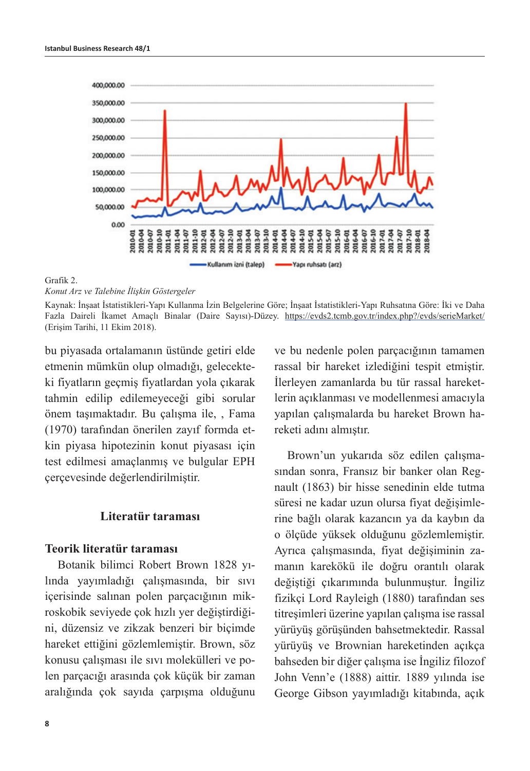Grafik 2.

*Konut Arz ve Talebine İlişkin Göstergeler*

Kaynak: İnşaat İstatistikleri-Yapı Kullanma İzin Belgelerine Göre; İnşaat İstatistikleri-Yapı Ruhsatına Göre: İki ve Daha Fazla Daireli İkamet Amaçlı Binalar (Daire Sayısı)-Düzey. https://evds2.tcmb.gov.tr/index.php?/evds/serieMarket/ (Erişim Tarihi, 11 Ekim 2018).

bu piyasada ortalamanın üstünde getiri elde etmenin mümkün olup olmadığı, gelecekteki fiyatların geçmiş fiyatlardan yola çıkarak tahmin edilip edilemeyeceği gibi sorular önem taşımaktadır. Bu çalışma ile, , Fama (1970) tarafından önerilen zayıf formda etkin piyasa hipotezinin konut piyasası için test edilmesi amaçlanmış ve bulgular EPH çerçevesinde değerlendirilmiştir.

## Literatür taraması

### Teorik literatür taraması

Botanik bilimci Robert Brown 1828 yılında yayımladığı çalışmasında, bir sıvı içerisinde salınan polen parçacığının mikroskobik seviyede çok hızlı yer değiştirdiğini, düzensiz ve zikzak benzeri bir biçimde hareket ettiğini gözlemlemiştir. Brown, söz konusu çalışması ile sıvı molekülleri ve polen parçacığı arasında çok küçük bir zaman aralığında çok sayıda çarpışma olduğunu ve bu nedenle polen parçacığının tamamen rassal bir hareket izlediğini tespit etmiştir. İlerleyen zamanlarda bu tür rassal hareketlerin açıklanması ve modellenmesi amacıyla yapılan çalışmalarda bu hareket Brown hareketi adını almıştır.

Brown'un yukarıda söz edilen çalışmasından sonra, Fransız bir banker olan Regnault (1863) bir hisse senedinin elde tutma süresi ne kadar uzun olursa fiyat değişimlerine bağlı olarak kazancın ya da kaybın da o ölçüde yüksek olduğunu gözlemlemiştir. Ayrıca çalışmasında, fiyat değişiminin zamanın karekökü ile doğru orantılı olarak değiştiği çıkarımında bulunmuştur. İngiliz fizikçi Lord Rayleigh (1880) tarafından ses titreşimleri üzerine yapılan çalışma ise rassal yürüyüş görüşünden bahsetmektedir. Rassal yürüyüş ve Brownian hareketinden açıkça bahseden bir diğer çalışma ise İngiliz filozof John Venn'e (1888) aittir. 1889 yılında ise George Gibson yayımladığı kitabında, açık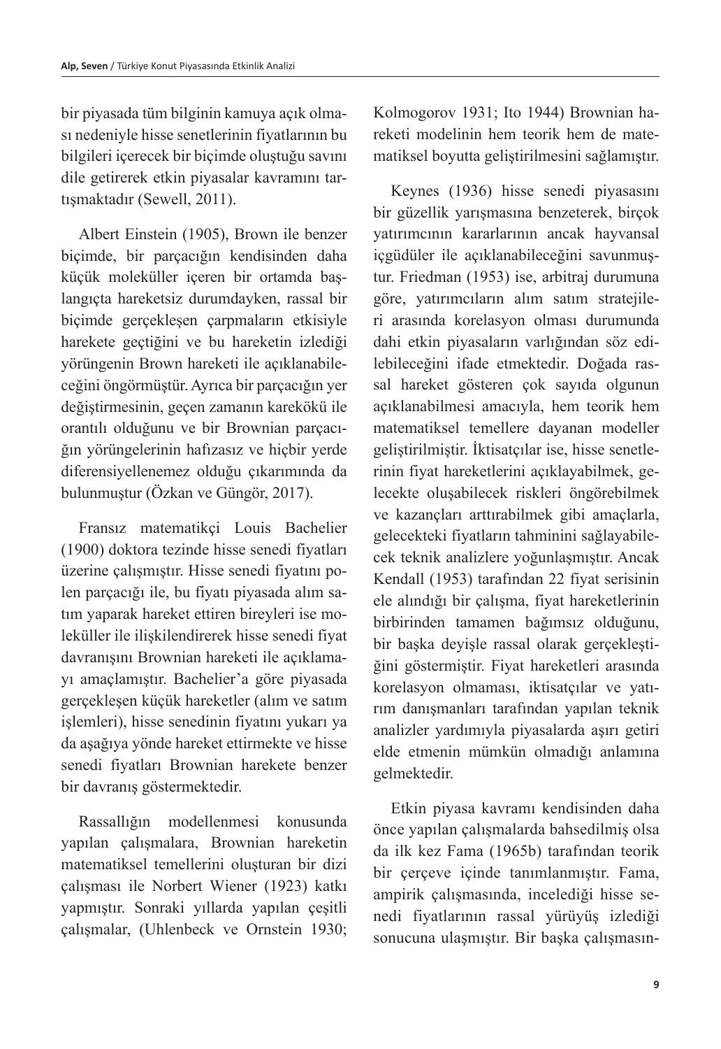bir piyasada tüm bilginin kamuya açık olması nedeniyle hisse senetlerinin fiyatlarının bu bilgileri içerecek bir biçimde oluştuğu savını dile getirerek etkin piyasalar kavramını tartışmaktadır (Sewell, 2011).

Albert Einstein (1905), Brown ile benzer biçimde, bir parçacığın kendisinden daha küçük moleküller içeren bir ortamda başlangıçta hareketsiz durumdayken, rassal bir biçimde gerçekleşen çarpmaların etkisiyle harekete geçtiğini ve bu hareketin izlediği yörüngenin Brown hareketi ile açıklanabileceğini öngörmüştür. Ayrıca bir parçacığın yer değiştirmesinin, geçen zamanın karekökü ile orantılı olduğunu ve bir Brownian parçacığın yörüngelerinin hafızasız ve hiçbir yerde diferensiyellenemez olduğu çıkarımında da bulunmuştur (Özkan ve Güngör, 2017).

Fransız matematikçi Louis Bachelier (1900) doktora tezinde hisse senedi fiyatları üzerine çalışmıştır. Hisse senedi fiyatını polen parçacığı ile, bu fiyatı piyasada alım satım yaparak hareket ettiren bireyleri ise moleküller ile ilişkilendirerek hisse senedi fiyat davranışını Brownian hareketi ile açıklamayı amaçlamıştır. Bachelier'a göre piyasada gerçekleşen küçük hareketler (alım ve satım işlemleri), hisse senedinin fiyatını yukarı ya da aşağıya yönde hareket ettirmekte ve hisse senedi fiyatları Brownian harekete benzer bir davranış göstermektedir.

Rassallığın modellenmesi konusunda yapılan çalışmalara, Brownian hareketin matematiksel temellerini oluşturan bir dizi çalışması ile Norbert Wiener (1923) katkı yapmıştır. Sonraki yıllarda yapılan çeşitli çalışmalar, (Uhlenbeck ve Ornstein 1930; Kolmogorov 1931; Ito 1944) Brownian hareketi modelinin hem teorik hem de matematiksel boyutta geliştirilmesini sağlamıştır.

Keynes (1936) hisse senedi piyasasını bir güzellik yarışmasına benzeterek, birçok yatırımcının kararlarının ancak hayvansal içgüdüler ile açıklanabileceğini savunmuştur. Friedman (1953) ise, arbitraj durumuna göre, yatırımcıların alım satım stratejileri arasında korelasyon olması durumunda dahi etkin piyasaların varlığından söz edilebileceğini ifade etmektedir. Doğada rassal hareket gösteren çok sayıda olgunun açıklanabilmesi amacıyla, hem teorik hem matematiksel temellere dayanan modeller geliştirilmiştir. İktisatçılar ise, hisse senetlerinin fiyat hareketlerini açıklayabilmek, gelecekte oluşabilecek riskleri öngörebilmek ve kazançları arttırabilmek gibi amaçlarla, gelecekteki fiyatların tahminini sağlayabilecek teknik analizlere yoğunlaşmıştır. Ancak Kendall (1953) tarafından 22 fiyat serisinin ele alındığı bir çalışma, fiyat hareketlerinin birbirinden tamamen bağımsız olduğunu, bir başka deyişle rassal olarak gerçekleştiğini göstermiştir. Fiyat hareketleri arasında korelasyon olmaması, iktisatçılar ve yatırım danışmanları tarafından yapılan teknik analizler yardımıyla piyasalarda aşırı getiri elde etmenin mümkün olmadığı anlamına gelmektedir.

Etkin piyasa kavramı kendisinden daha önce yapılan çalışmalarda bahsedilmiş olsa da ilk kez Fama (1965b) tarafından teorik bir çerçeve içinde tanımlanmıştır. Fama, ampirik çalışmasında, incelediği hisse senedi fiyatlarının rassal yürüyüş izlediği sonucuna ulaşmıştır. Bir başka çalışmasın-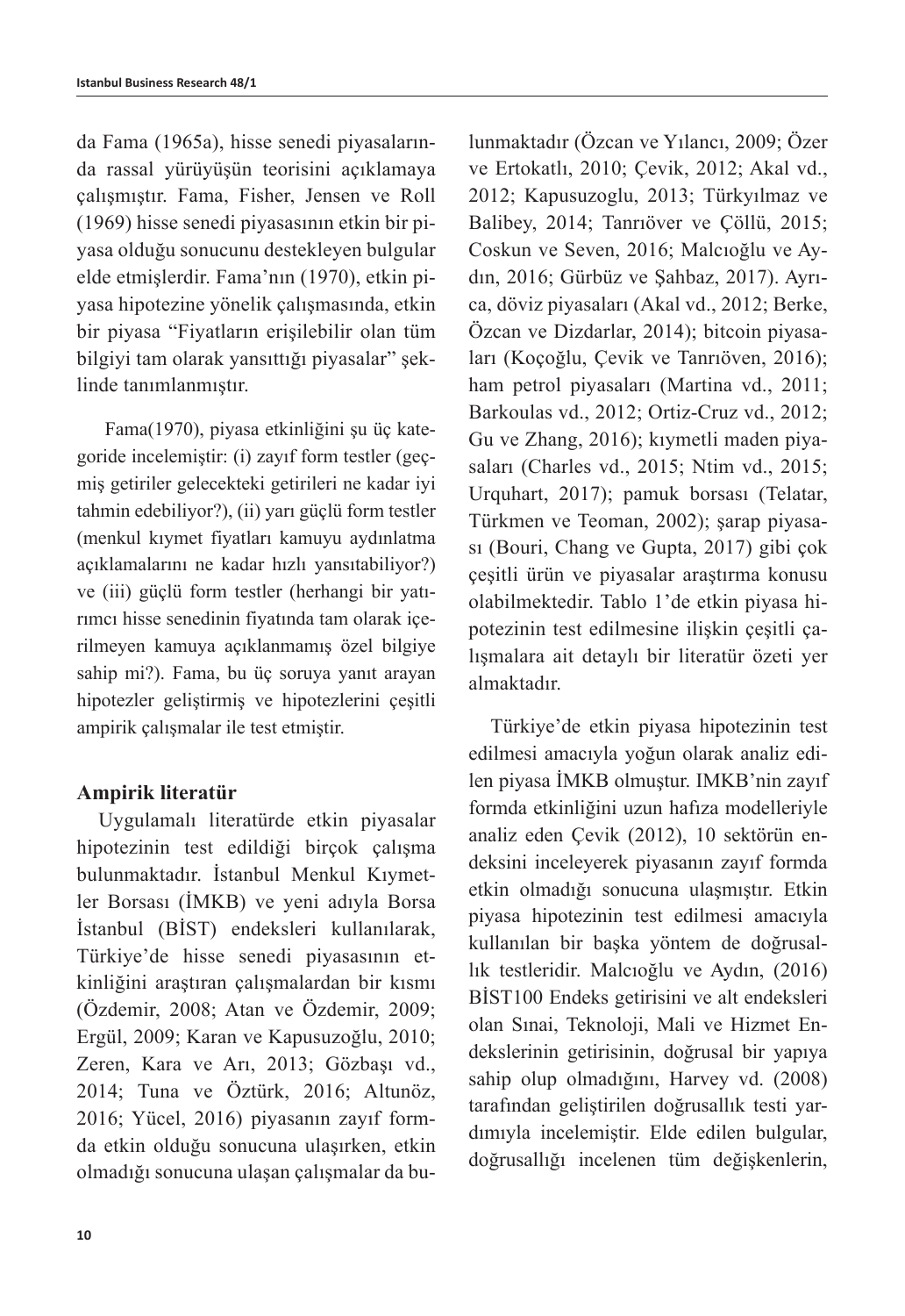da Fama (1965a), hisse senedi piyasalarında rassal yürüyüşün teorisini açıklamaya çalışmıştır. Fama, Fisher, Jensen ve Roll (1969) hisse senedi piyasasının etkin bir piyasa olduğu sonucunu destekleyen bulgular elde etmişlerdir. Fama'nın (1970), etkin piyasa hipotezine yönelik çalışmasında, etkin bir piyasa "Fiyatların erişilebilir olan tüm bilgiyi tam olarak yansıttığı piyasalar" şeklinde tanımlanmıştır.

Fama(1970), piyasa etkinliğini şu üç kategoride incelemiştir: (i) zayıf form testler (geçmiş getiriler gelecekteki getirileri ne kadar iyi tahmin edebiliyor?), (ii) yarı güçlü form testler (menkul kıymet fiyatları kamuyu aydınlatma açıklamalarını ne kadar hızlı yansıtabiliyor?) ve (iii) güçlü form testler (herhangi bir yatırımcı hisse senedinin fiyatında tam olarak içerilmeyen kamuya açıklanmamış özel bilgiye sahip mi?). Fama, bu üç soruya yanıt arayan hipotezler geliştirmiş ve hipotezlerini çeşitli ampirik çalışmalar ile test etmiştir.

**Ampirik literatür**

Uygulamalı literatürde etkin piyasalar hipotezinin test edildiği birçok çalışma bulunmaktadır. İstanbul Menkul Kıymetler Borsası (İMKB) ve yeni adıyla Borsa İstanbul (BİST) endeksleri kullanılarak, Türkiye'de hisse senedi piyasasının etkinliğini araştıran çalışmalardan bir kısmı (Özdemir, 2008; Atan ve Özdemir, 2009; Ergül, 2009; Karan ve Kapusuzoğlu, 2010; Zeren, Kara ve Arı, 2013; Gözbaşı vd., 2014; Tuna ve Öztürk, 2016; Altunöz, 2016; Yücel, 2016) piyasanın zayıf formda etkin olduğu sonucuna ulaşırken, etkin olmadığı sonucuna ulaşan çalışmalar da bulunmaktadır (Özcan ve Yılancı, 2009; Özer ve Ertokatlı, 2010; Çevik, 2012; Akal vd., 2012; Kapusuzoglu, 2013; Türkyılmaz ve Balibey, 2014; Tanrıöver ve Çöllü, 2015; Coskun ve Seven, 2016; Malcıoğlu ve Aydın, 2016; Gürbüz ve Şahbaz, 2017). Ayrıca, döviz piyasaları (Akal vd., 2012; Berke, Özcan ve Dizdarlar, 2014); bitcoin piyasaları (Koçoğlu, Çevik ve Tanrıöven, 2016); ham petrol piyasaları (Martina vd., 2011; Barkoulas vd., 2012; Ortiz-Cruz vd., 2012; Gu ve Zhang, 2016); kıymetli maden piyasaları (Charles vd., 2015; Ntim vd., 2015; Urquhart, 2017); pamuk borsası (Telatar, Türkmen ve Teoman, 2002); şarap piyasası (Bouri, Chang ve Gupta, 2017) gibi çok çeşitli ürün ve piyasalar araştırma konusu olabilmektedir. Tablo 1'de etkin piyasa hipotezinin test edilmesine ilişkin çeşitli çalışmalara ait detaylı bir literatür özeti yer almaktadır.

Türkiye'de etkin piyasa hipotezinin test edilmesi amacıyla yoğun olarak analiz edilen piyasa İMKB olmuştur. IMKB'nin zayıf formda etkinliğini uzun hafıza modelleriyle analiz eden Çevik (2012), 10 sektörün endeksini inceleyerek piyasanın zayıf formda etkin olmadığı sonucuna ulaşmıştır. Etkin piyasa hipotezinin test edilmesi amacıyla kullanılan bir başka yöntem de doğrusallık testleridir. Malcıoğlu ve Aydın, (2016) BİST100 Endeks getirisini ve alt endeksleri olan Sınai, Teknoloji, Mali ve Hizmet Endekslerinin getirisinin, doğrusal bir yapıya sahip olup olmadığını, Harvey vd. (2008) tarafından geliştirilen doğrusallık testi yardımıyla incelemiştir. Elde edilen bulgular, doğrusallığı incelenen tüm değişkenlerin,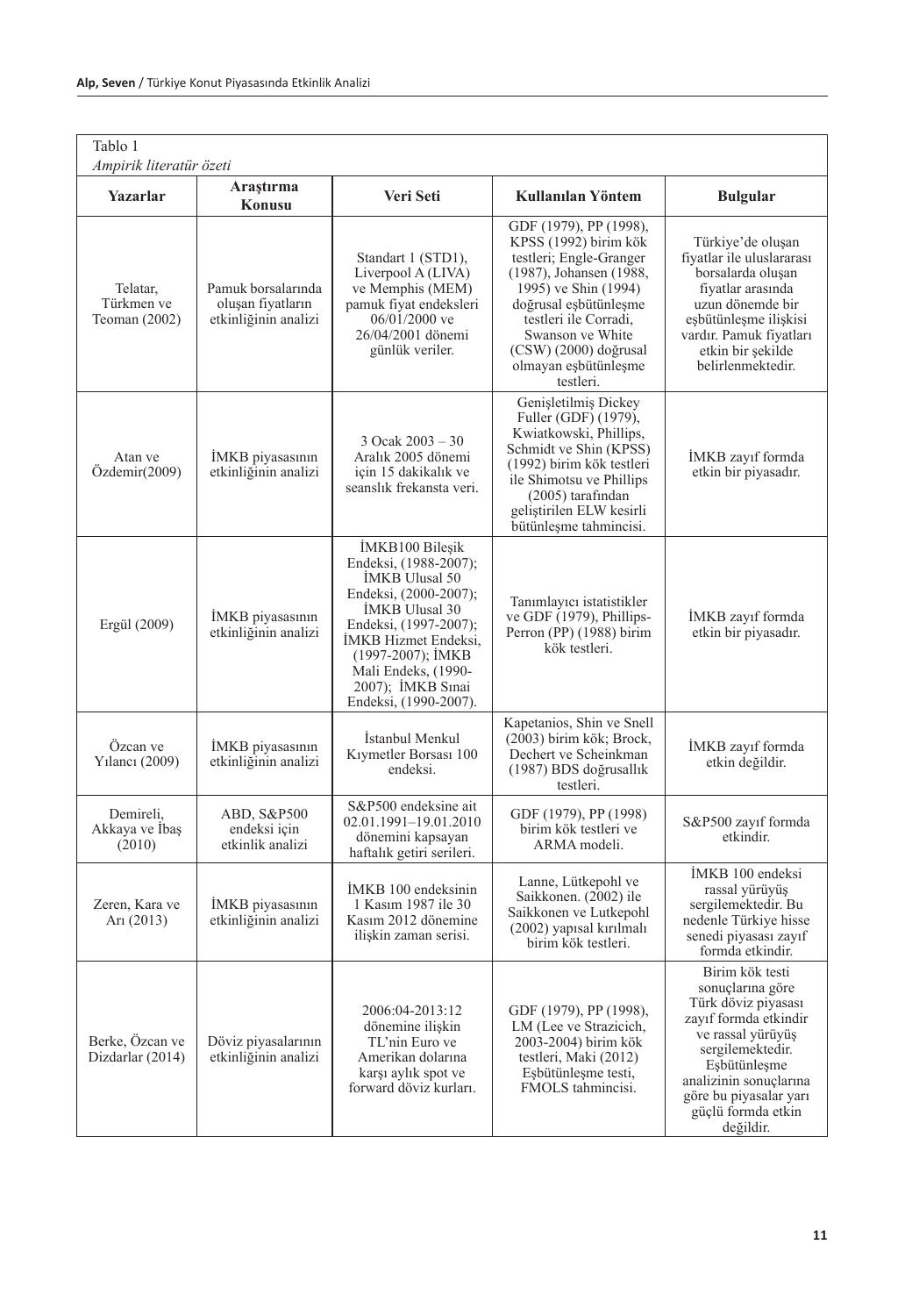Tablo 1

*Ampirik literatür özeti*

| Yazarlar | Araştırma Konusu | Veri Seti | Kullanılan Yöntem | Bulgular |
|---|---|---|---|---|
| Telatar, Türkmen ve Teoman (2002) | Pamuk borsalarında oluşan fiyatların etkinliğinin analizi | Standart 1 (STD1), Liverpool A (LIVA) ve Memphis (MEM) pamuk fiyat endeksleri 06/01/2000 ve 26/04/2001 dönemi günlük veriler. | GDF (1979), PP (1998), KPSS (1992) birim kök testleri; Engle-Granger (1987), Johansen (1988, 1995) ve Shin (1994) doğrusal eşbütünleşme testleri ile Corradi, Swanson ve White (CSW) (2000) doğrusal olmayan eşbütünleşme testleri. | Türkiye'de oluşan fiyatlar ile uluslararası borsalarda oluşan fiyatlar arasında uzun dönemde bir eşbütünleşme ilişkisi vardır. Pamuk fiyatları etkin bir şekilde belirlenmektedir. |
| Atan ve Özdemir(2009) | İMKB piyasasının etkinliğinin analizi | 3 Ocak 2003 – 30 Aralık 2005 dönemi için 15 dakikalık ve seanslık frekansta veri. | Genişletilmiş Dickey Fuller (GDF) (1979), Kwiatkowski, Phillips, Schmidt ve Shin (KPSS) (1992) birim kök testleri ile Shimotsu ve Phillips (2005) tarafından geliştirilen ELW kesirli bütünleşme tahmincisi. | İMKB zayıf formda etkin bir piyasadır. |
| Ergül (2009) | İMKB piyasasının etkinliğinin analizi | İMKB100 Bileşik Endeksi, (1988-2007); İMKB Ulusal 50 Endeksi, (2000-2007); İMKB Ulusal 30 Endeksi, (1997-2007); İMKB Hizmet Endeksi, (1997-2007); İMKB Mali Endeks, (1990-2007); İMKB Sınai Endeksi, (1990-2007). | Tanımlayıcı istatistikler ve GDF (1979), Phillips-Perron (PP) (1988) birim kök testleri. | İMKB zayıf formda etkin bir piyasadır. |
| Özcan ve Yılancı (2009) | İMKB piyasasının etkinliğinin analizi | İstanbul Menkul Kıymetler Borsası 100 endeksi. | Kapetanios, Shin ve Snell (2003) birim kök; Brock, Dechert ve Scheinkman (1987) BDS doğrusallık testleri. | İMKB zayıf formda etkin değildir. |
| Demireli, Akkaya ve İbaş (2010) | ABD, S&P500 endeksi için etkinlik analizi | S&P500 endeksine ait 02.01.1991–19.01.2010 dönemini kapsayan haftalık getiri serileri. | GDF (1979), PP (1998) birim kök testleri ve ARMA modeli. | S&P500 zayıf formda etkindir. |
| Zeren, Kara ve Arı (2013) | İMKB piyasasının etkinliğinin analizi | İMKB 100 endeksinin 1 Kasım 1987 ile 30 Kasım 2012 dönemine ilişkin zaman serisi. | Lanne, Lütkepohl ve Saikkonen. (2002) ile Saikkonen ve Lutkepohl (2002) yapısal kırılmalı birim kök testleri. | İMKB 100 endeksi rassal yürüyüş sergilemektedir. Bu nedenle Türkiye hisse senedi piyasası zayıf formda etkindir. |
| Berke, Özcan ve Dizdarlar (2014) | Döviz piyasalarının etkinliğinin analizi | 2006:04-2013:12 dönemine ilişkin TL'nin Euro ve Amerikan dolarına karşı aylık spot ve forward döviz kurları. | GDF (1979), PP (1998), LM (Lee ve Strazicich, 2003-2004) birim kök testleri, Maki (2012) Eşbütünleşme testi, FMOLS tahmincisi. | Birim kök testi sonuçlarına göre Türk döviz piyasası zayıf formda etkindir ve rassal yürüyüş sergilemektedir. Eşbütünleşme analizinin sonuçlarına göre bu piyasalar yarı güçlü formda etkin değildir. |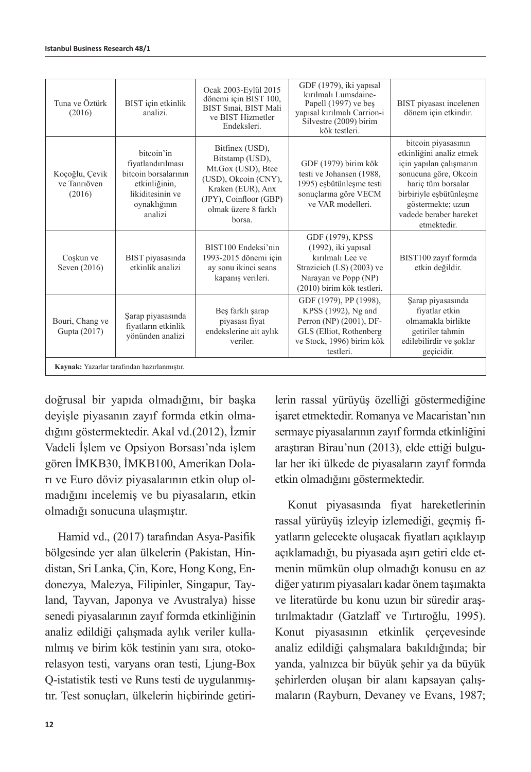| Tuna ve Öztürk (2016) | BIST için etkinlik analizi. | Ocak 2003-Eylül 2015 dönemi için BIST 100, BIST Sınai, BIST Mali ve BIST Hizmetler Endeksleri. | GDF (1979), iki yapısal kırılmalı Lumsdaine-Papell (1997) ve beş yapısal kırılmalı Carrion-i Silvestre (2009) birim kök testleri. | BIST piyasası incelenen dönem için etkindir. |
|---|---|---|---|---|
| Koçoğlu, Çevik ve Tanrıöven (2016) | bitcoin'in fiyatlandırılması bitcoin borsalarının etkinliğinin, likiditesinin ve oynaklığının analizi | Bitfinex (USD), Bitstamp (USD), Mt.Gox (USD), Btce (USD), Okcoin (CNY), Kraken (EUR), Anx (JPY), Coinfloor (GBP) olmak üzere 8 farklı borsa. | GDF (1979) birim kök testi ve Johansen (1988, 1995) eşbütünleşme testi sonuçlarına göre VECM ve VAR modelleri. | bitcoin piyasasının etkinliğini analiz etmek için yapılan çalışmanın sonucuna göre, Okcoin hariç tüm borsalar birbiriyle eşbütünleşme göstermekte; uzun vadede beraber hareket etmektedir. |
| Coşkun ve Seven (2016) | BIST piyasasında etkinlik analizi | BIST100 Endeksi'nin 1993-2015 dönemi için ay sonu ikinci seans kapanış verileri. | GDF (1979), KPSS (1992), iki yapısal kırılmalı Lee ve Strazicich (LS) (2003) ve Narayan ve Popp (NP) (2010) birim kök testleri. | BIST100 zayıf formda etkin değildir. |
| Bouri, Chang ve Gupta (2017) | Şarap piyasasında fiyatların etkinlik yönünden analizi | Beş farklı şarap piyasası fiyat endekslerine ait aylık veriler. | GDF (1979), PP (1998), KPSS (1992), Ng and Perron (NP) (2001), DF-GLS (Elliot, Rothenberg ve Stock, 1996) birim kök testleri. | Şarap piyasasında fiyatlar etkin olmamakla birlikte getiriler tahmin edilebilirdir ve şoklar geçicidir. |

**Kaynak:** Yazarlar tarafından hazırlanmıştır.

doğrusal bir yapıda olmadığını, bir başka deyişle piyasanın zayıf formda etkin olmadığını göstermektedir. Akal vd.(2012), İzmir Vadeli İşlem ve Opsiyon Borsası'nda işlem gören İMKB30, İMKB100, Amerikan Doları ve Euro döviz piyasalarının etkin olup olmadığını incelemiş ve bu piyasaların, etkin olmadığı sonucuna ulaşmıştır.

Hamid vd., (2017) tarafından Asya-Pasifik bölgesinde yer alan ülkelerin (Pakistan, Hindistan, Sri Lanka, Çin, Kore, Hong Kong, Endonezya, Malezya, Filipinler, Singapur, Tayland, Tayvan, Japonya ve Avustralya) hisse senedi piyasalarının zayıf formda etkinliğinin analiz edildiği çalışmada aylık veriler kullanılmış ve birim kök testinin yanı sıra, otokorelasyon testi, varyans oran testi, Ljung-Box Q-istatistik testi ve Runs testi de uygulanmıştır. Test sonuçları, ülkelerin hiçbirinde getirilerin rassal yürüyüş özelliği göstermediğine işaret etmektedir. Romanya ve Macaristan'nın sermaye piyasalarının zayıf formda etkinliğini araştıran Birau'nun (2013), elde ettiği bulgular her iki ülkede de piyasaların zayıf formda etkin olmadığını göstermektedir.

Konut piyasasında fiyat hareketlerinin rassal yürüyüş izleyip izlemediği, geçmiş fiyatların gelecekte oluşacak fiyatları açıklayıp açıklamadığı, bu piyasada aşırı getiri elde etmenin mümkün olup olmadığı konusu en az diğer yatırım piyasaları kadar önem taşımakta ve literatürde bu konu uzun bir süredir araştırılmaktadır (Gatzlaff ve Tırtıroğlu, 1995). Konut piyasasının etkinlik çerçevesinde analiz edildiği çalışmalara bakıldığında; bir yanda, yalnızca bir büyük şehir ya da büyük şehirlerden oluşan bir alanı kapsayan çalışmaların (Rayburn, Devaney ve Evans, 1987;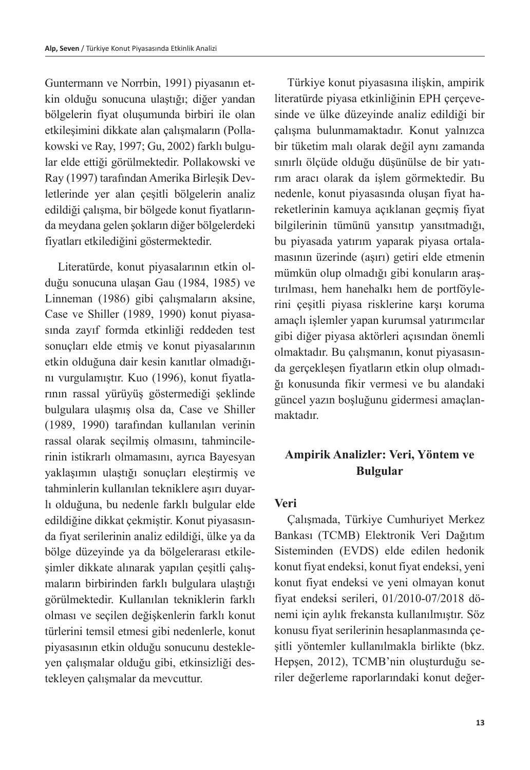Guntermann ve Norrbin, 1991) piyasanın etkin olduğu sonucuna ulaştığı; diğer yandan bölgelerin fiyat oluşumunda birbiri ile olan etkileşimini dikkate alan çalışmaların (Pollakowski ve Ray, 1997; Gu, 2002) farklı bulgular elde ettiği görülmektedir. Pollakowski ve Ray (1997) tarafından Amerika Birleşik Devletlerinde yer alan çeşitli bölgelerin analiz edildiği çalışma, bir bölgede konut fiyatlarında meydana gelen şokların diğer bölgelerdeki fiyatları etkilediğini göstermektedir.

Literatürde, konut piyasalarının etkin olduğu sonucuna ulaşan Gau (1984, 1985) ve Linneman (1986) gibi çalışmaların aksine, Case ve Shiller (1989, 1990) konut piyasasında zayıf formda etkinliği reddeden test sonuçları elde etmiş ve konut piyasalarının etkin olduğuna dair kesin kanıtlar olmadığını vurgulamıştır. Kuo (1996), konut fiyatlarının rassal yürüyüş göstermediği şeklinde bulgulara ulaşmış olsa da, Case ve Shiller (1989, 1990) tarafından kullanılan verinin rassal olarak seçilmiş olmasını, tahmincilerinin istikrarlı olmamasını, ayrıca Bayesyan yaklaşımın ulaştığı sonuçları eleştirmiş ve tahminlerin kullanılan tekniklere aşırı duyarlı olduğuna, bu nedenle farklı bulgular elde edildiğine dikkat çekmiştir. Konut piyasasında fiyat serilerinin analiz edildiği, ülke ya da bölge düzeyinde ya da bölgelerarası etkileşimler dikkate alınarak yapılan çeşitli çalışmaların birbirinden farklı bulgulara ulaştığı görülmektedir. Kullanılan tekniklerin farklı olması ve seçilen değişkenlerin farklı konut türlerini temsil etmesi gibi nedenlerle, konut piyasasının etkin olduğu sonucunu destekleyen çalışmalar olduğu gibi, etkinsizliği destekleyen çalışmalar da mevcuttur.

Türkiye konut piyasasına ilişkin, ampirik literatürde piyasa etkinliğinin EPH çerçevesinde ve ülke düzeyinde analiz edildiği bir çalışma bulunmamaktadır. Konut yalnızca bir tüketim malı olarak değil aynı zamanda sınırlı ölçüde olduğu düşünülse de bir yatırım aracı olarak da işlem görmektedir. Bu nedenle, konut piyasasında oluşan fiyat hareketlerinin kamuya açıklanan geçmiş fiyat bilgilerinin tümünü yansıtıp yansıtmadığı, bu piyasada yatırım yaparak piyasa ortalamasının üzerinde (aşırı) getiri elde etmenin mümkün olup olmadığı gibi konuların araştırılması, hem hanehalkı hem de portföylerini çeşitli piyasa risklerine karşı koruma amaçlı işlemler yapan kurumsal yatırımcılar gibi diğer piyasa aktörleri açısından önemli olmaktadır. Bu çalışmanın, konut piyasasında gerçekleşen fiyatların etkin olup olmadığı konusunda fikir vermesi ve bu alandaki güncel yazın boşluğunu gidermesi amaçlanmaktadır.

## Ampirik Analizler: Veri, Yöntem ve Bulgular

### Veri

Çalışmada, Türkiye Cumhuriyet Merkez Bankası (TCMB) Elektronik Veri Dağıtım Sisteminden (EVDS) elde edilen hedonik konut fiyat endeksi, konut fiyat endeksi, yeni konut fiyat endeksi ve yeni olmayan konut fiyat endeksi serileri, 01/2010-07/2018 dönemi için aylık frekansta kullanılmıştır. Söz konusu fiyat serilerinin hesaplanmasında çeşitli yöntemler kullanılmakla birlikte (bkz. Hepşen, 2012), TCMB'nin oluşturduğu seriler değerleme raporlarındaki konut değer-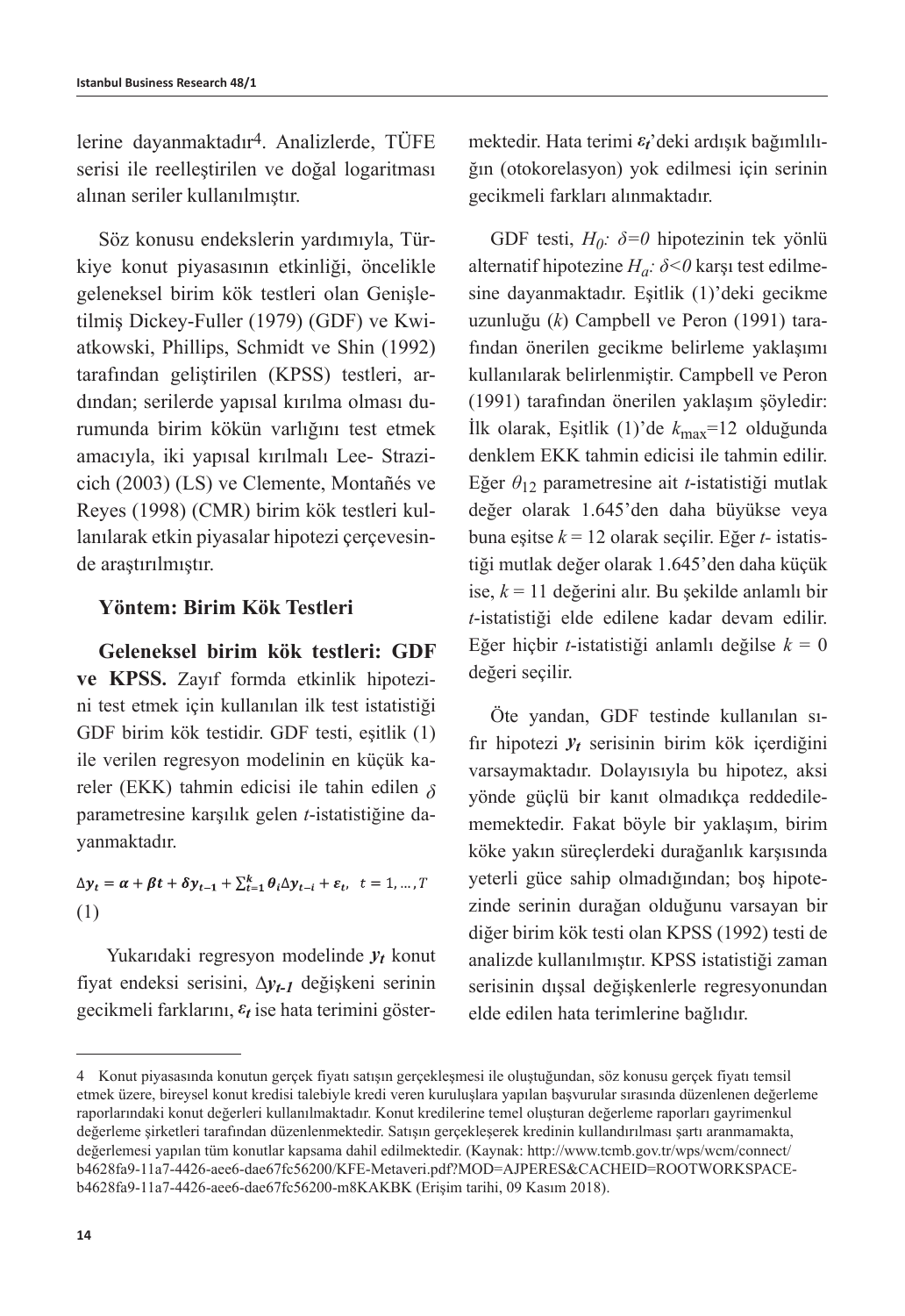lerine dayanmaktadır[4]. Analizlerde, TÜFE serisi ile reelleştirilen ve doğal logaritması alınan seriler kullanılmıştır.

Söz konusu endekslerin yardımıyla, Türkiye konut piyasasının etkinliği, öncelikle geleneksel birim kök testleri olan Genişletilmiş Dickey-Fuller (1979) (GDF) ve Kwiatkowski, Phillips, Schmidt ve Shin (1992) tarafından geliştirilen (KPSS) testleri, ardından; serilerde yapısal kırılma olması durumunda birim kökün varlığını test etmek amacıyla, iki yapısal kırılmalı Lee- Strazicich (2003) (LS) ve Clemente, Montañés ve Reyes (1998) (CMR) birim kök testleri kullanılarak etkin piyasalar hipotezi çerçevesinde araştırılmıştır.

## Yöntem: Birim Kök Testleri

**Geleneksel birim kök testleri: GDF ve KPSS.** Zayıf formda etkinlik hipotezini test etmek için kullanılan ilk test istatistiği GDF birim kök testidir. GDF testi, eşitlik (1) ile verilen regresyon modelinin en küçük kareler (EKK) tahmin edicisi ile tahin edilen $\delta$ parametresine karşılık gelen *t*-istatistiğine dayanmaktadır.

$$\Delta \boldsymbol{y_t} = \boldsymbol{\alpha} + \boldsymbol{\beta t} + \boldsymbol{\delta y_{t-1}} + \sum_{t=1}^{k} \boldsymbol{\theta_i} \Delta \boldsymbol{y_{t-i}} + \boldsymbol{\varepsilon_t}, \quad t = 1, \ldots, T \qquad (1)$$

Yukarıdaki regresyon modelinde $\boldsymbol{y_t}$ konut fiyat endeksi serisini, $\Delta \boldsymbol{y_{t-1}}$ değişkeni serinin gecikmeli farklarını, $\boldsymbol{\varepsilon_t}$ ise hata terimini göstermektedir. Hata terimi $\boldsymbol{\varepsilon_t}$'deki ardışık bağımlılığın (otokorelasyon) yok edilmesi için serinin gecikmeli farkları alınmaktadır.

GDF testi, $H_0$*:* $\delta=0$ hipotezinin tek yönlü alternatif hipotezine $H_a$*:* $\delta<0$ karşı test edilmesine dayanmaktadır. Eşitlik (1)'deki gecikme uzunluğu (*k*) Campbell ve Peron (1991) tarafından önerilen gecikme belirleme yaklaşımı kullanılarak belirlenmiştir. Campbell ve Peron (1991) tarafından önerilen yaklaşım şöyledir: İlk olarak, Eşitlik (1)'de $k_{max}=12$ olduğunda denklem EKK tahmin edicisi ile tahmin edilir. Eğer $\theta_{12}$ parametresine ait *t*-istatistiği mutlak değer olarak 1.645'den daha büyükse veya buna eşitse $k = 12$ olarak seçilir. Eğer *t*- istatistiği mutlak değer olarak 1.645'den daha küçük ise, $k = 11$ değerini alır. Bu şekilde anlamlı bir *t*-istatistiği elde edilene kadar devam edilir. Eğer hiçbir *t*-istatistiği anlamlı değilse $k = 0$ değeri seçilir.

Öte yandan, GDF testinde kullanılan sıfır hipotezi $\boldsymbol{y_t}$ serisinin birim kök içerdiğini varsaymaktadır. Dolayısıyla bu hipotez, aksi yönde güçlü bir kanıt olmadıkça reddedilememektedir. Fakat böyle bir yaklaşım, birim köke yakın süreçlerdeki durağanlık karşısında yeterli güce sahip olmadığından; boş hipotezinde serinin durağan olduğunu varsayan bir diğer birim kök testi olan KPSS (1992) testi de analizde kullanılmıştır. KPSS istatistiği zaman serisinin dışsal değişkenlerle regresyonundan elde edilen hata terimlerine bağlıdır.

---

4 Konut piyasasında konutun gerçek fiyatı satışın gerçekleşmesi ile oluştuğundan, söz konusu gerçek fiyatı temsil etmek üzere, bireysel konut kredisi talebiyle kredi veren kuruluşlara yapılan başvurular sırasında düzenlenen değerleme raporlarındaki konut değerleri kullanılmaktadır. Konut kredilerine temel oluşturan değerleme raporları gayrimenkul değerleme şirketleri tarafından düzenlenmektedir. Satışın gerçekleşerek kredinin kullandırılması şartı aranmamakta, değerlemesi yapılan tüm konutlar kapsama dahil edilmektedir. (Kaynak: http://www.tcmb.gov.tr/wps/wcm/connect/b4628fa9-11a7-4426-aee6-dae67fc56200/KFE-Metaveri.pdf?MOD=AJPERES&CACHEID=ROOTWORKSPACE-b4628fa9-11a7-4426-aee6-dae67fc56200-m8KAKBK (Erişim tarihi, 09 Kasım 2018).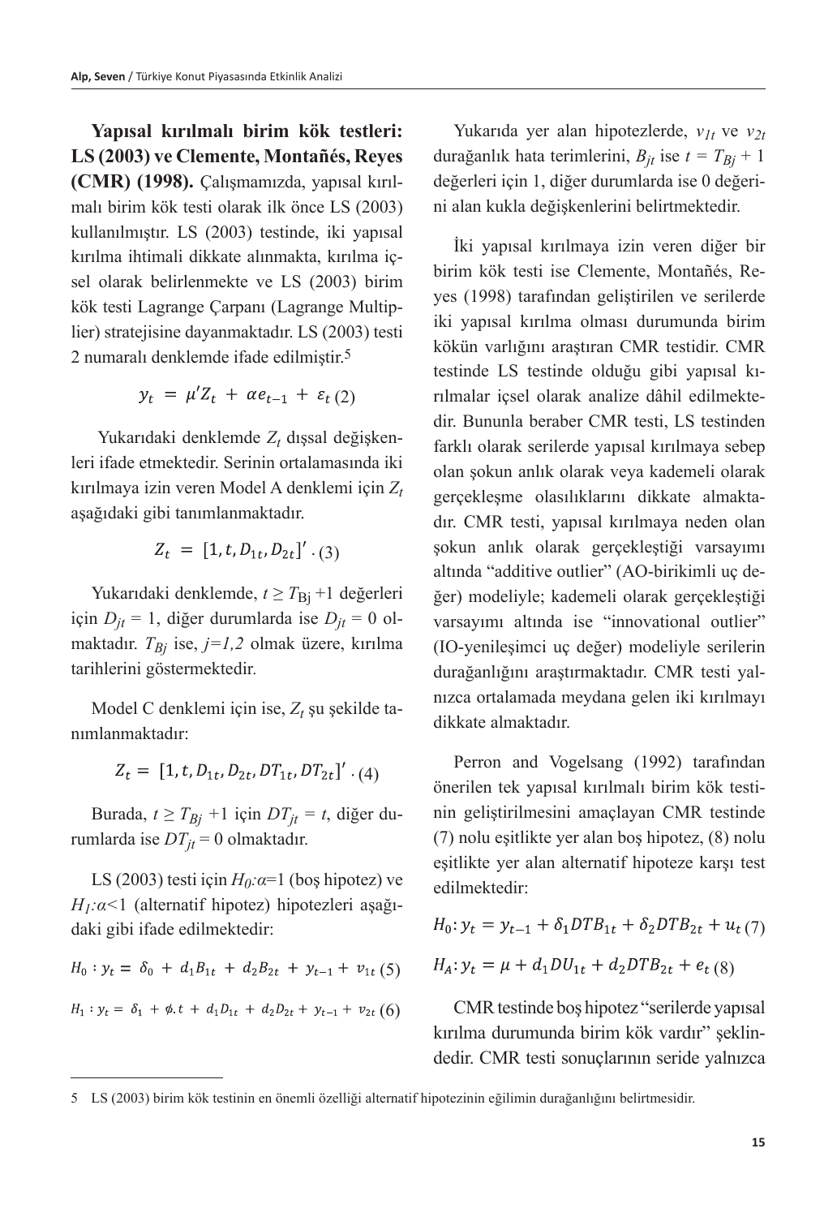**Yapısal kırılmalı birim kök testleri: LS (2003) ve Clemente, Montañés, Reyes (CMR) (1998).** Çalışmamızda, yapısal kırılmalı birim kök testi olarak ilk önce LS (2003) kullanılmıştır. LS (2003) testinde, iki yapısal kırılma ihtimali dikkate alınmakta, kırılma içsel olarak belirlenmekte ve LS (2003) birim kök testi Lagrange Çarpanı (Lagrange Multiplier) stratejisine dayanmaktadır. LS (2003) testi 2 numaralı denklemde ifade edilmiştir.[5]

$$y_t = \mu' Z_t + \alpha e_{t-1} + \varepsilon_t \quad (2)$$

Yukarıdaki denklemde $Z_t$ dışsal değişkenleri ifade etmektedir. Serinin ortalamasında iki kırılmaya izin veren Model A denklemi için $Z_t$ aşağıdaki gibi tanımlanmaktadır.

$$Z_t = [1, t, D_{1t}, D_{2t}]' \cdot \quad (3)$$

Yukarıdaki denklemde, $t \geq T_{Bj} + 1$ değerleri için $D_{jt} = 1$, diğer durumlarda ise $D_{jt} = 0$ olmaktadır. $T_{Bj}$ ise, $j=1,2$ olmak üzere, kırılma tarihlerini göstermektedir.

Model C denklemi için ise, $Z_t$ şu şekilde tanımlanmaktadır:

$$Z_t = [1, t, D_{1t}, D_{2t}, DT_{1t}, DT_{2t}]' \cdot \quad (4)$$

Burada, $t \geq T_{Bj} + 1$ için $DT_{jt} = t$, diğer durumlarda ise $DT_{jt} = 0$ olmaktadır.

LS (2003) testi için $H_0{:}\alpha=1$ (boş hipotez) ve $H_1{:}\alpha<1$ (alternatif hipotez) hipotezleri aşağıdaki gibi ifade edilmektedir:

$$H_0 : y_t = \delta_0 + d_1 B_{1t} + d_2 B_{2t} + y_{t-1} + v_{1t} \quad (5)$$

$$H_1 : y_t = \delta_1 + \phi.t + d_1 D_{1t} + d_2 D_{2t} + y_{t-1} + v_{2t} \quad (6)$$

Yukarıda yer alan hipotezlerde, $v_{1t}$ ve $v_{2t}$ durağanlık hata terimlerini, $B_{jt}$ ise $t = T_{Bj} + 1$ değerleri için 1, diğer durumlarda ise 0 değerini alan kukla değişkenlerini belirtmektedir.

İki yapısal kırılmaya izin veren diğer bir birim kök testi ise Clemente, Montañés, Reyes (1998) tarafından geliştirilen ve serilerde iki yapısal kırılma olması durumunda birim kökün varlığını araştıran CMR testidir. CMR testinde LS testinde olduğu gibi yapısal kırılmalar içsel olarak analize dâhil edilmektedir. Bununla beraber CMR testi, LS testinden farklı olarak serilerde yapısal kırılmaya sebep olan şokun anlık olarak veya kademeli olarak gerçekleşme olasılıklarını dikkate almaktadır. CMR testi, yapısal kırılmaya neden olan şokun anlık olarak gerçekleştiği varsayımı altında "additive outlier" (AO-birikimli uç değer) modeliyle; kademeli olarak gerçekleştiği varsayımı altında ise "innovational outlier" (IO-yenileşimci uç değer) modeliyle serilerin durağanlığını araştırmaktadır. CMR testi yalnızca ortalamada meydana gelen iki kırılmayı dikkate almaktadır.

Perron and Vogelsang (1992) tarafından önerilen tek yapısal kırılmalı birim kök testinin geliştirilmesini amaçlayan CMR testinde (7) nolu eşitlikte yer alan boş hipotez, (8) nolu eşitlikte yer alan alternatif hipoteze karşı test edilmektedir:

$$H_0 : y_t = y_{t-1} + \delta_1 DTB_{1t} + \delta_2 DTB_{2t} + u_t \quad (7)$$

$$H_A : y_t = \mu + d_1 DU_{1t} + d_2 DTB_{2t} + e_t \quad (8)$$

CMR testinde boş hipotez "serilerde yapısal kırılma durumunda birim kök vardır" şeklindedir. CMR testi sonuçlarının seride yalnızca

---

5 LS (2003) birim kök testinin en önemli özelliği alternatif hipotezinin eğilimin durağanlığını belirtmesidir.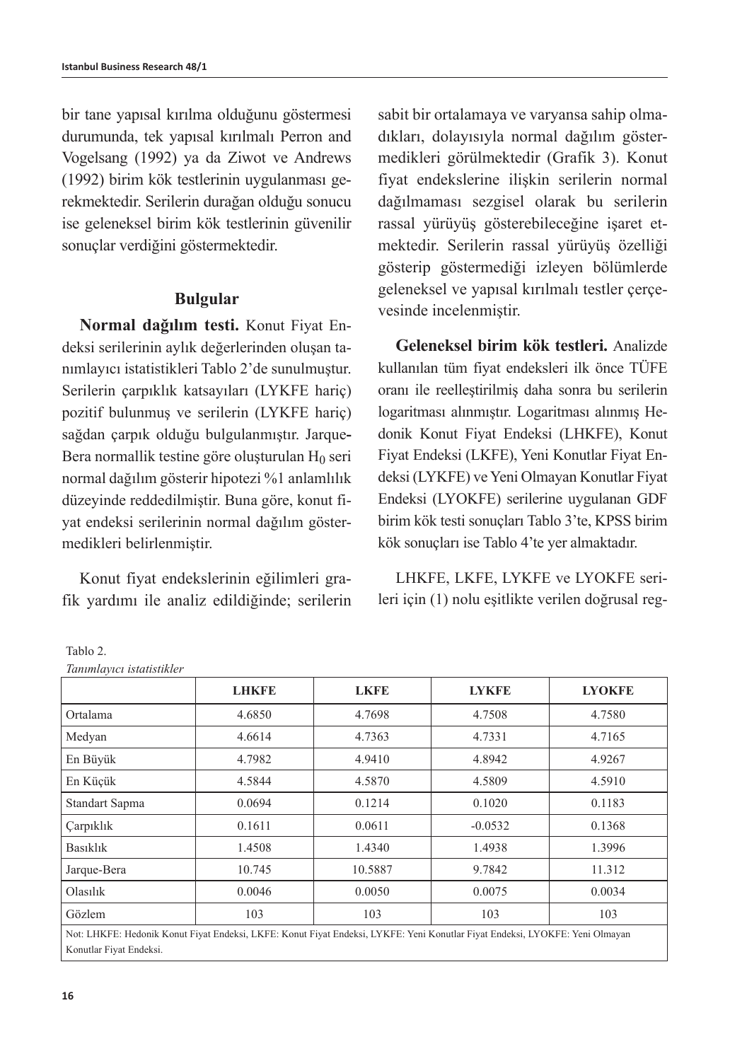bir tane yapısal kırılma olduğunu göstermesi durumunda, tek yapısal kırılmalı Perron and Vogelsang (1992) ya da Ziwot ve Andrews (1992) birim kök testlerinin uygulanması gerekmektedir. Serilerin durağan olduğu sonucu ise geleneksel birim kök testlerinin güvenilir sonuçlar verdiğini göstermektedir.

## Bulgular

**Normal dağılım testi.** Konut Fiyat Endeksi serilerinin aylık değerlerinden oluşan tanımlayıcı istatistikleri Tablo 2'de sunulmuştur. Serilerin çarpıklık katsayıları (LYKFE hariç) pozitif bulunmuş ve serilerin (LYKFE hariç) sağdan çarpık olduğu bulgulanmıştır. Jarque-Bera normallik testine göre oluşturulan $H_0$ seri normal dağılım gösterir hipotezi %1 anlamlılık düzeyinde reddedilmiştir. Buna göre, konut fiyat endeksi serilerinin normal dağılım göstermedikleri belirlenmiştir.

Konut fiyat endekslerinin eğilimleri grafik yardımı ile analiz edildiğinde; serilerin sabit bir ortalamaya ve varyansa sahip olmadıkları, dolayısıyla normal dağılım göstermedikleri görülmektedir (Grafik 3). Konut fiyat endekslerine ilişkin serilerin normal dağılmaması sezgisel olarak bu serilerin rassal yürüyüş gösterebileceğine işaret etmektedir. Serilerin rassal yürüyüş özelliği gösterip göstermediği izleyen bölümlerde geleneksel ve yapısal kırılmalı testler çerçevesinde incelenmiştir.

**Geleneksel birim kök testleri.** Analizde kullanılan tüm fiyat endeksleri ilk önce TÜFE oranı ile reelleştirilmiş daha sonra bu serilerin logaritması alınmıştır. Logaritması alınmış Hedonik Konut Fiyat Endeksi (LHKFE), Konut Fiyat Endeksi (LKFE), Yeni Konutlar Fiyat Endeksi (LYKFE) ve Yeni Olmayan Konutlar Fiyat Endeksi (LYOKFE) serilerine uygulanan GDF birim kök testi sonuçları Tablo 3'te, KPSS birim kök sonuçları ise Tablo 4'te yer almaktadır.

LHKFE, LKFE, LYKFE ve LYOKFE serileri için (1) nolu eşitlikte verilen doğrusal reg-

Tablo 2.
*Tanımlayıcı istatistikler*

| | LHKFE | LKFE | LYKFE | LYOKFE |
|---|---|---|---|---|
| Ortalama | 4.6850 | 4.7698 | 4.7508 | 4.7580 |
| Medyan | 4.6614 | 4.7363 | 4.7331 | 4.7165 |
| En Büyük | 4.7982 | 4.9410 | 4.8942 | 4.9267 |
| En Küçük | 4.5844 | 4.5870 | 4.5809 | 4.5910 |
| Standart Sapma | 0.0694 | 0.1214 | 0.1020 | 0.1183 |
| Çarpıklık | 0.1611 | 0.0611 | -0.0532 | 0.1368 |
| Basıklık | 1.4508 | 1.4340 | 1.4938 | 1.3996 |
| Jarque-Bera | 10.745 | 10.5887 | 9.7842 | 11.312 |
| Olasılık | 0.0046 | 0.0050 | 0.0075 | 0.0034 |
| Gözlem | 103 | 103 | 103 | 103 |

Not: LHKFE: Hedonik Konut Fiyat Endeksi, LKFE: Konut Fiyat Endeksi, LYKFE: Yeni Konutlar Fiyat Endeksi, LYOKFE: Yeni Olmayan Konutlar Fiyat Endeksi.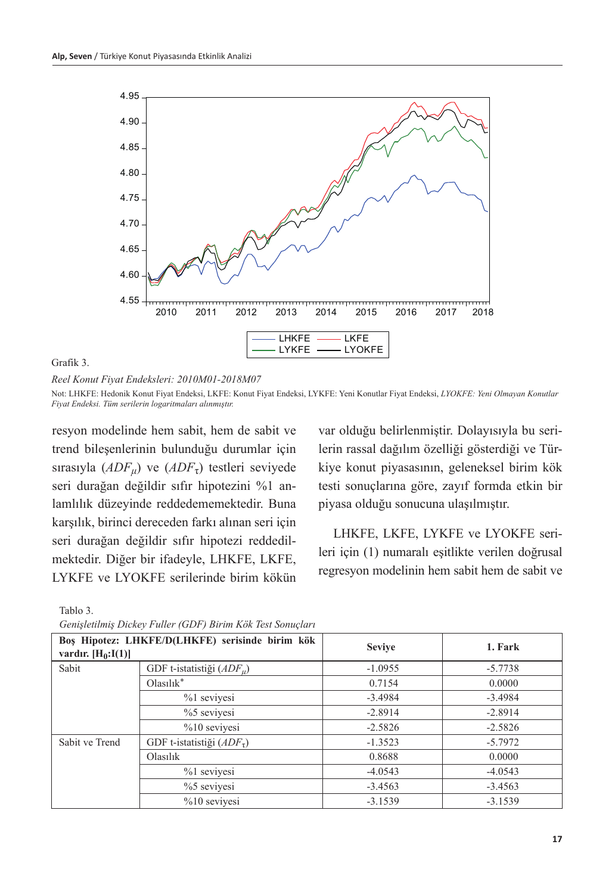Grafik 3.

*Reel Konut Fiyat Endeksleri: 2010M01-2018M07*

Not: LHKFE: Hedonik Konut Fiyat Endeksi, LKFE: Konut Fiyat Endeksi, LYKFE: Yeni Konutlar Fiyat Endeksi, *LYOKFE: Yeni Olmayan Konutlar Fiyat Endeksi. Tüm serilerin logaritmaları alınmıştır.*

resyon modelinde hem sabit, hem de sabit ve trend bileşenlerinin bulunduğu durumlar için sırasıyla ($ADF_{\mu}$) ve ($ADF_{\tau}$) testleri seviyede seri durağan değildir sıfır hipotezini %1 anlamlılık düzeyinde reddedememektedir. Buna karşılık, birinci dereceden farkı alınan seri için seri durağan değildir sıfır hipotezi reddedilmektedir. Diğer bir ifadeyle, LHKFE, LKFE, LYKFE ve LYOKFE serilerinde birim kökün var olduğu belirlenmiştir. Dolayısıyla bu serilerin rassal dağılım özelliği gösterdiği ve Türkiye konut piyasasının, geleneksel birim kök testi sonuçlarına göre, zayıf formda etkin bir piyasa olduğu sonucuna ulaşılmıştır.

LHKFE, LKFE, LYKFE ve LYOKFE serileri için (1) numaralı eşitlikte verilen doğrusal regresyon modelinin hem sabit hem de sabit ve

Tablo 3.

*Genişletilmiş Dickey Fuller (GDF) Birim Kök Test Sonuçları*

| **Boş Hipotez: LHKFE/D(LHKFE) serisinde birim kök vardır. [$H_0$:I(1)]** | | **Seviye** | **1. Fark** |
|---|---|---|---|
| Sabit | GDF t-istatistiği ($ADF_{\mu}$) | -1.0955 | -5.7738 |
| | Olasılık* | 0.7154 | 0.0000 |
| | %1 seviyesi | -3.4984 | -3.4984 |
| | %5 seviyesi | -2.8914 | -2.8914 |
| | %10 seviyesi | -2.5826 | -2.5826 |
| Sabit ve Trend | GDF t-istatistiği ($ADF_{\tau}$) | -1.3523 | -5.7972 |
| | Olasılık | 0.8688 | 0.0000 |
| | %1 seviyesi | -4.0543 | -4.0543 |
| | %5 seviyesi | -3.4563 | -3.4563 |
| | %10 seviyesi | -3.1539 | -3.1539 |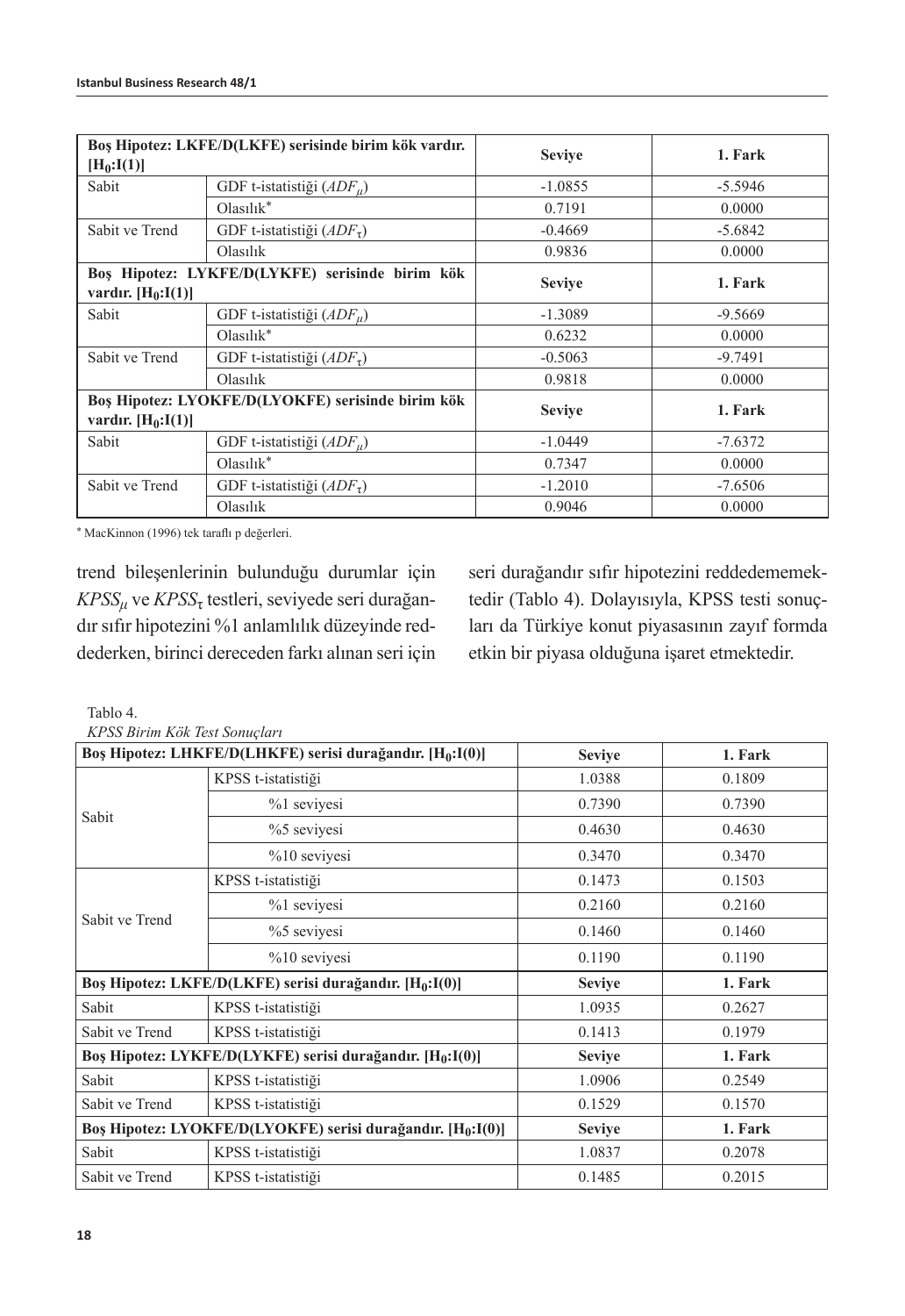| Boş Hipotez: LKFE/D(LKFE) serisinde birim kök vardır. $[H_0:I(1)]$ | | Seviye | 1. Fark |
|---|---|---|---|
| Sabit | GDF t-istatistiği ($ADF_\mu$) | -1.0855 | -5.5946 |
| | Olasılık* | 0.7191 | 0.0000 |
| Sabit ve Trend | GDF t-istatistiği ($ADF_\tau$) | -0.4669 | -5.6842 |
| | Olasılık | 0.9836 | 0.0000 |
| **Boş Hipotez: LYKFE/D(LYKFE) serisinde birim kök vardır. $[H_0:I(1)]$** | | **Seviye** | **1. Fark** |
| Sabit | GDF t-istatistiği ($ADF_\mu$) | -1.3089 | -9.5669 |
| | Olasılık* | 0.6232 | 0.0000 |
| Sabit ve Trend | GDF t-istatistiği ($ADF_\tau$) | -0.5063 | -9.7491 |
| | Olasılık | 0.9818 | 0.0000 |
| **Boş Hipotez: LYOKFE/D(LYOKFE) serisinde birim kök vardır. $[H_0:I(1)]$** | | **Seviye** | **1. Fark** |
| Sabit | GDF t-istatistiği ($ADF_\mu$) | -1.0449 | -7.6372 |
| | Olasılık* | 0.7347 | 0.0000 |
| Sabit ve Trend | GDF t-istatistiği ($ADF_\tau$) | -1.2010 | -7.6506 |
| | Olasılık | 0.9046 | 0.0000 |

* MacKinnon (1996) tek taraflı p değerleri.

trend bileşenlerinin bulunduğu durumlar için $KPSS_\mu$ ve $KPSS_\tau$ testleri, seviyede seri durağandır sıfır hipotezini %1 anlamlılık düzeyinde reddederken, birinci dereceden farkı alınan seri için seri durağandır sıfır hipotezini reddedememektedir (Tablo 4). Dolayısıyla, KPSS testi sonuçları da Türkiye konut piyasasının zayıf formda etkin bir piyasa olduğuna işaret etmektedir.

Tablo 4.
*KPSS Birim Kök Test Sonuçları*

| Boş Hipotez: LHKFE/D(LHKFE) serisi durağandır. $[H_0:I(0)]$ | | Seviye | 1. Fark |
|---|---|---|---|
| Sabit | KPSS t-istatistiği | 1.0388 | 0.1809 |
| | %1 seviyesi | 0.7390 | 0.7390 |
| | %5 seviyesi | 0.4630 | 0.4630 |
| | %10 seviyesi | 0.3470 | 0.3470 |
| Sabit ve Trend | KPSS t-istatistiği | 0.1473 | 0.1503 |
| | %1 seviyesi | 0.2160 | 0.2160 |
| | %5 seviyesi | 0.1460 | 0.1460 |
| | %10 seviyesi | 0.1190 | 0.1190 |
| **Boş Hipotez: LKFE/D(LKFE) serisi durağandır. $[H_0:I(0)]$** | | **Seviye** | **1. Fark** |
| Sabit | KPSS t-istatistiği | 1.0935 | 0.2627 |
| Sabit ve Trend | KPSS t-istatistiği | 0.1413 | 0.1979 |
| **Boş Hipotez: LYKFE/D(LYKFE) serisi durağandır. $[H_0:I(0)]$** | | **Seviye** | **1. Fark** |
| Sabit | KPSS t-istatistiği | 1.0906 | 0.2549 |
| Sabit ve Trend | KPSS t-istatistiği | 0.1529 | 0.1570 |
| **Boş Hipotez: LYOKFE/D(LYOKFE) serisi durağandır. $[H_0:I(0)]$** | | **Seviye** | **1. Fark** |
| Sabit | KPSS t-istatistiği | 1.0837 | 0.2078 |
| Sabit ve Trend | KPSS t-istatistiği | 0.1485 | 0.2015 |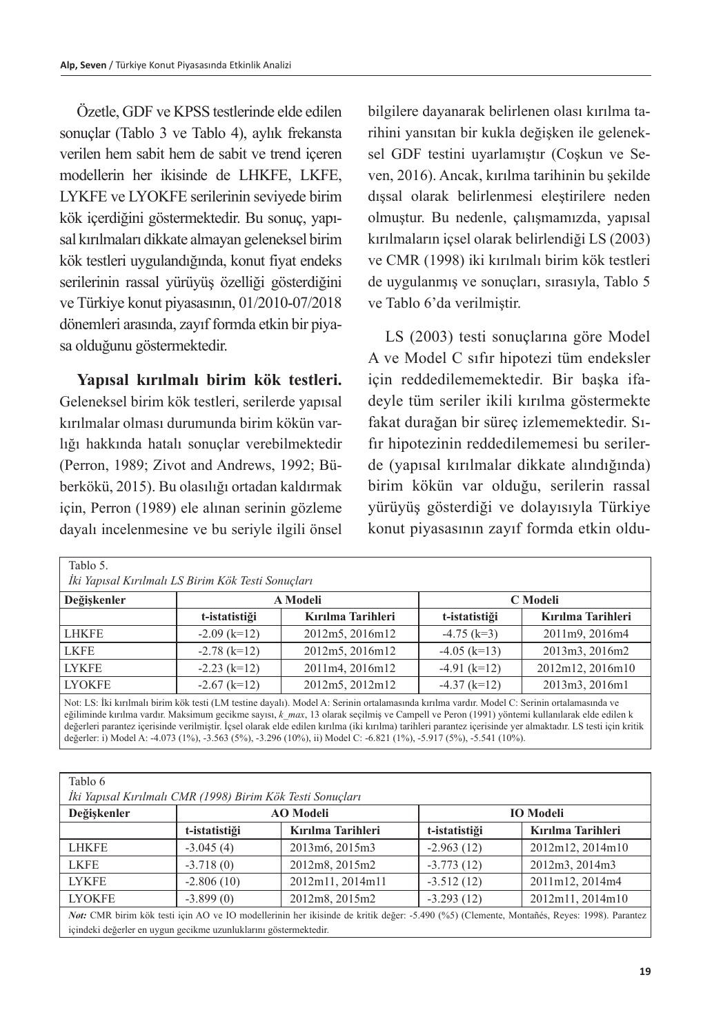Özetle, GDF ve KPSS testlerinde elde edilen sonuçlar (Tablo 3 ve Tablo 4), aylık frekansta verilen hem sabit hem de sabit ve trend içeren modellerin her ikisinde de LHKFE, LKFE, LYKFE ve LYOKFE serilerinin seviyede birim kök içerdiğini göstermektedir. Bu sonuç, yapısal kırılmaları dikkate almayan geleneksel birim kök testleri uygulandığında, konut fiyat endeks serilerinin rassal yürüyüş özelliği gösterdiğini ve Türkiye konut piyasasının, 01/2010-07/2018 dönemleri arasında, zayıf formda etkin bir piyasa olduğunu göstermektedir.

**Yapısal kırılmalı birim kök testleri.** Geleneksel birim kök testleri, serilerde yapısal kırılmalar olması durumunda birim kökün varlığı hakkında hatalı sonuçlar verebilmektedir (Perron, 1989; Zivot and Andrews, 1992; Büberkökü, 2015). Bu olasılığı ortadan kaldırmak için, Perron (1989) ele alınan serinin gözleme dayalı incelenmesine ve bu seriyle ilgili önsel bilgilere dayanarak belirlenen olası kırılma tarihini yansıtan bir kukla değişken ile geleneksel GDF testini uyarlamıştır (Coşkun ve Seven, 2016). Ancak, kırılma tarihinin bu şekilde dışsal olarak belirlenmesi eleştirilere neden olmuştur. Bu nedenle, çalışmamızda, yapısal kırılmaların içsel olarak belirlendiği LS (2003) ve CMR (1998) iki kırılmalı birim kök testleri de uygulanmış ve sonuçları, sırasıyla, Tablo 5 ve Tablo 6'da verilmiştir.

LS (2003) testi sonuçlarına göre Model A ve Model C sıfır hipotezi tüm endeksler için reddedilememektedir. Bir başka ifadeyle tüm seriler ikili kırılma göstermekte fakat durağan bir süreç izlememektedir. Sıfır hipotezinin reddedilememesi bu serilerde (yapısal kırılmalar dikkate alındığında) birim kökün var olduğu, serilerin rassal yürüyüş gösterdiği ve dolayısıyla Türkiye konut piyasasının zayıf formda etkin oldu-

Tablo 5.
*İki Yapısal Kırılmalı LS Birim Kök Testi Sonuçları*

| Değişkenler | A Modeli | | C Modeli | |
|---|---|---|---|---|
| | t-istatistiği | Kırılma Tarihleri | t-istatistiği | Kırılma Tarihleri |
| LHKFE | -2.09 (k=12) | 2012m5, 2016m12 | -4.75 (k=3) | 2011m9, 2016m4 |
| LKFE | -2.78 (k=12) | 2012m5, 2016m12 | -4.05 (k=13) | 2013m3, 2016m2 |
| LYKFE | -2.23 (k=12) | 2011m4, 2016m12 | -4.91 (k=12) | 2012m12, 2016m10 |
| LYOKFE | -2.67 (k=12) | 2012m5, 2012m12 | -4.37 (k=12) | 2013m3, 2016m1 |

Not: LS: İki kırılmalı birim kök testi (LM testine dayalı). Model A: Serinin ortalamasında kırılma vardır. Model C: Serinin ortalamasında ve eğiliminde kırılma vardır. Maksimum gecikme sayısı, *k_max*, 13 olarak seçilmiş ve Campell ve Peron (1991) yöntemi kullanılarak elde edilen k değerleri parantez içerisinde verilmiştir. İçsel olarak elde edilen kırılma (iki kırılma) tarihleri parantez içerisinde yer almaktadır. LS testi için kritik değerler: i) Model A: -4.073 (1%), -3.563 (5%), -3.296 (10%), ii) Model C: -6.821 (1%), -5.917 (5%), -5.541 (10%).

Tablo 6
*İki Yapısal Kırılmalı CMR (1998) Birim Kök Testi Sonuçları*

| Değişkenler | AO Modeli | | IO Modeli | |
|---|---|---|---|---|
| | t-istatistiği | Kırılma Tarihleri | t-istatistiği | Kırılma Tarihleri |
| LHKFE | -3.045 (4) | 2013m6, 2015m3 | -2.963 (12) | 2012m12, 2014m10 |
| LKFE | -3.718 (0) | 2012m8, 2015m2 | -3.773 (12) | 2012m3, 2014m3 |
| LYKFE | -2.806 (10) | 2012m11, 2014m11 | -3.512 (12) | 2011m12, 2014m4 |
| LYOKFE | -3.899 (0) | 2012m8, 2015m2 | -3.293 (12) | 2012m11, 2014m10 |

***Not:*** CMR birim kök testi için AO ve IO modellerinin her ikisinde de kritik değer: -5.490 (%5) (Clemente, Montañés, Reyes: 1998). Parantez içindeki değerler en uygun gecikme uzunluklarını göstermektedir.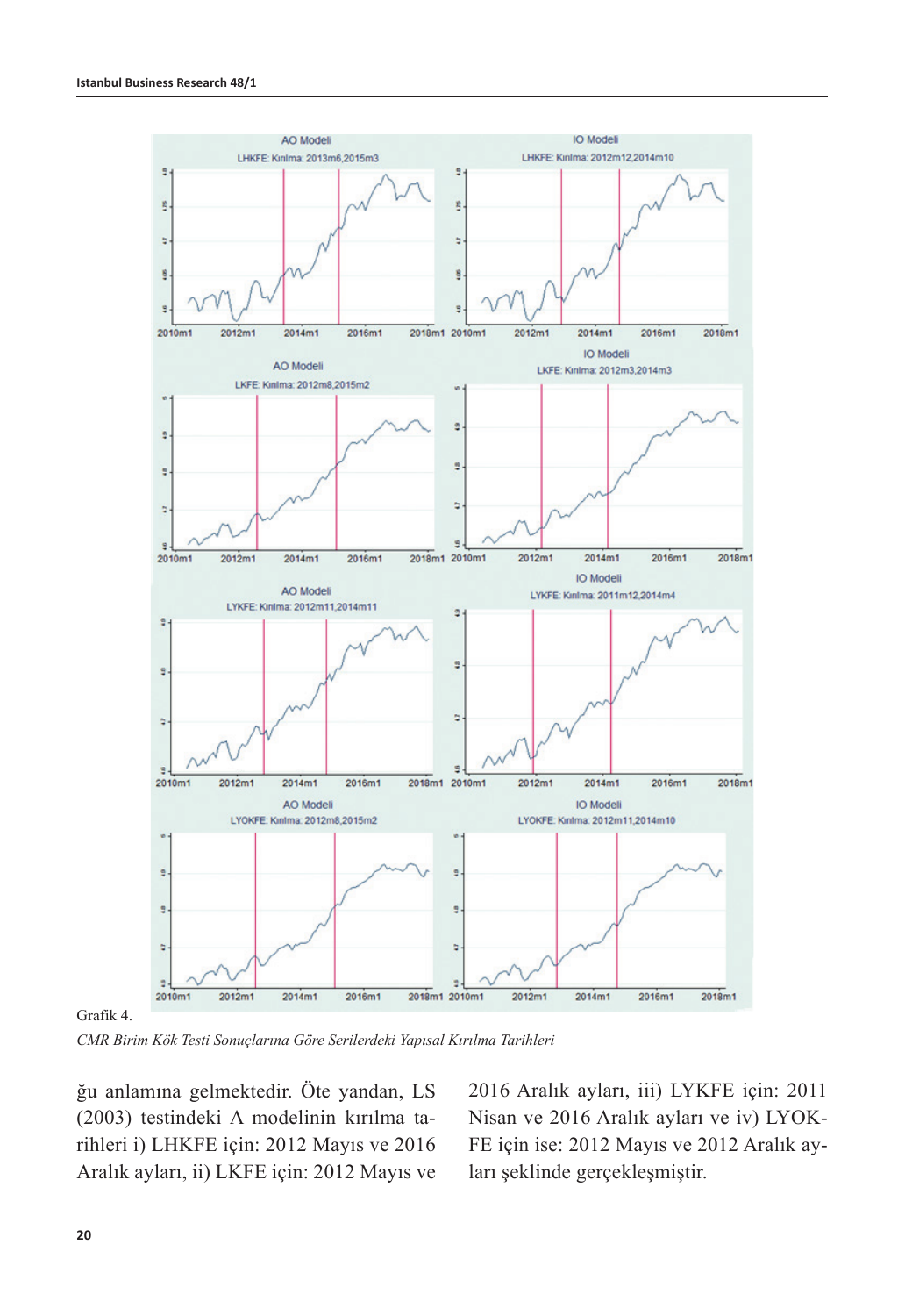Grafik 4.

*CMR Birim Kök Testi Sonuçlarına Göre Serilerdeki Yapısal Kırılma Tarihleri*

ğu anlamına gelmektedir. Öte yandan, LS (2003) testindeki A modelinin kırılma tarihleri i) LHKFE için: 2012 Mayıs ve 2016 Aralık ayları, ii) LKFE için: 2012 Mayıs ve 2016 Aralık ayları, iii) LYKFE için: 2011 Nisan ve 2016 Aralık ayları ve iv) LYOKFE için ise: 2012 Mayıs ve 2012 Aralık ayları şeklinde gerçekleşmiştir.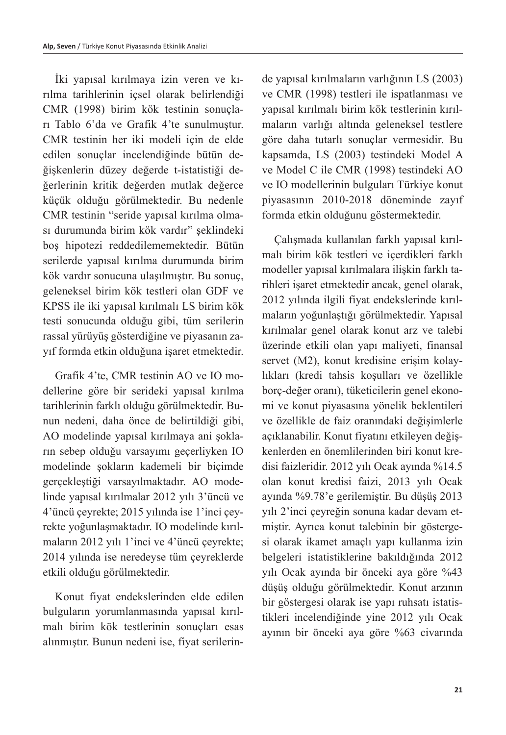İki yapısal kırılmaya izin veren ve kırılma tarihlerinin içsel olarak belirlendiği CMR (1998) birim kök testinin sonuçları Tablo 6'da ve Grafik 4'te sunulmuştur. CMR testinin her iki modeli için de elde edilen sonuçlar incelendiğinde bütün değişkenlerin düzey değerde t-istatistiği değerlerinin kritik değerden mutlak değerce küçük olduğu görülmektedir. Bu nedenle CMR testinin "seride yapısal kırılma olması durumunda birim kök vardır" şeklindeki boş hipotezi reddedilememektedir. Bütün serilerde yapısal kırılma durumunda birim kök vardır sonucuna ulaşılmıştır. Bu sonuç, geleneksel birim kök testleri olan GDF ve KPSS ile iki yapısal kırılmalı LS birim kök testi sonucunda olduğu gibi, tüm serilerin rassal yürüyüş gösterdiğine ve piyasanın zayıf formda etkin olduğuna işaret etmektedir.

Grafik 4'te, CMR testinin AO ve IO modellerine göre bir serideki yapısal kırılma tarihlerinin farklı olduğu görülmektedir. Bunun nedeni, daha önce de belirtildiği gibi, AO modelinde yapısal kırılmaya ani şokların sebep olduğu varsayımı geçerliyken IO modelinde şokların kademeli bir biçimde gerçekleştiği varsayılmaktadır. AO modelinde yapısal kırılmalar 2012 yılı 3'üncü ve 4'üncü çeyrekte; 2015 yılında ise 1'inci çeyrekte yoğunlaşmaktadır. IO modelinde kırılmaların 2012 yılı 1'inci ve 4'üncü çeyrekte; 2014 yılında ise neredeyse tüm çeyreklerde etkili olduğu görülmektedir.

Konut fiyat endekslerinden elde edilen bulguların yorumlanmasında yapısal kırılmalı birim kök testlerinin sonuçları esas alınmıştır. Bunun nedeni ise, fiyat serilerinde yapısal kırılmaların varlığının LS (2003) ve CMR (1998) testleri ile ispatlanması ve yapısal kırılmalı birim kök testlerinin kırılmaların varlığı altında geleneksel testlere göre daha tutarlı sonuçlar vermesidir. Bu kapsamda, LS (2003) testindeki Model A ve Model C ile CMR (1998) testindeki AO ve IO modellerinin bulguları Türkiye konut piyasasının 2010-2018 döneminde zayıf formda etkin olduğunu göstermektedir.

Çalışmada kullanılan farklı yapısal kırılmalı birim kök testleri ve içerdikleri farklı modeller yapısal kırılmalara ilişkin farklı tarihleri işaret etmektedir ancak, genel olarak, 2012 yılında ilgili fiyat endekslerinde kırılmaların yoğunlaştığı görülmektedir. Yapısal kırılmalar genel olarak konut arz ve talebi üzerinde etkili olan yapı maliyeti, finansal servet (M2), konut kredisine erişim kolaylıkları (kredi tahsis koşulları ve özellikle borç-değer oranı), tüketicilerin genel ekonomi ve konut piyasasına yönelik beklentileri ve özellikle de faiz oranındaki değişimlerle açıklanabilir. Konut fiyatını etkileyen değişkenlerden en önemlilerinden biri konut kredisi faizleridir. 2012 yılı Ocak ayında %14.5 olan konut kredisi faizi, 2013 yılı Ocak ayında %9.78'e gerilemiştir. Bu düşüş 2013 yılı 2'inci çeyreğin sonuna kadar devam etmiştir. Ayrıca konut talebinin bir göstergesi olarak ikamet amaçlı yapı kullanma izin belgeleri istatistiklerine bakıldığında 2012 yılı Ocak ayında bir önceki aya göre %43 düşüş olduğu görülmektedir. Konut arzının bir göstergesi olarak ise yapı ruhsatı istatistikleri incelendiğinde yine 2012 yılı Ocak ayının bir önceki aya göre %63 civarında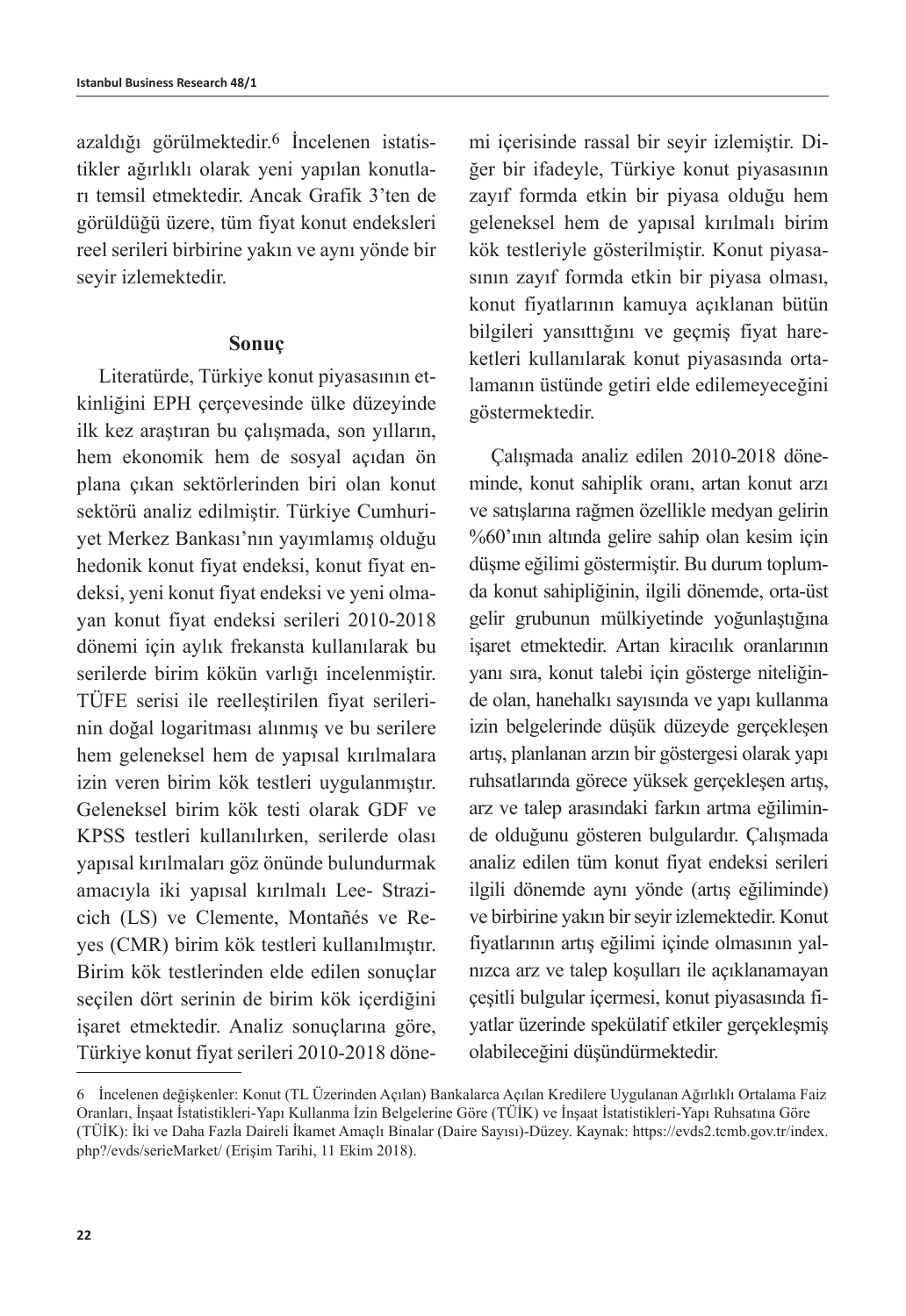azaldığı görülmektedir.[6] İncelenen istatistikler ağırlıklı olarak yeni yapılan konutları temsil etmektedir. Ancak Grafik 3'ten de görüldüğü üzere, tüm fiyat konut endeksleri reel serileri birbirine yakın ve aynı yönde bir seyir izlemektedir.

## Sonuç

Literatürde, Türkiye konut piyasasının etkinliğini EPH çerçevesinde ülke düzeyinde ilk kez araştıran bu çalışmada, son yılların, hem ekonomik hem de sosyal açıdan ön plana çıkan sektörlerinden biri olan konut sektörü analiz edilmiştir. Türkiye Cumhuriyet Merkez Bankası'nın yayımlamış olduğu hedonik konut fiyat endeksi, konut fiyat endeksi, yeni konut fiyat endeksi ve yeni olmayan konut fiyat endeksi serileri 2010-2018 dönemi için aylık frekansta kullanılarak bu serilerde birim kökün varlığı incelenmiştir. TÜFE serisi ile reelleştirilen fiyat serilerinin doğal logaritması alınmış ve bu serilere hem geleneksel hem de yapısal kırılmalara izin veren birim kök testleri uygulanmıştır. Geleneksel birim kök testi olarak GDF ve KPSS testleri kullanılırken, serilerde olası yapısal kırılmaları göz önünde bulundurmak amacıyla iki yapısal kırılmalı Lee- Strazicich (LS) ve Clemente, Montañés ve Reyes (CMR) birim kök testleri kullanılmıştır. Birim kök testlerinden elde edilen sonuçlar seçilen dört serinin de birim kök içerdiğini işaret etmektedir. Analiz sonuçlarına göre, Türkiye konut fiyat serileri 2010-2018 dönemi içerisinde rassal bir seyir izlemiştir. Diğer bir ifadeyle, Türkiye konut piyasasının zayıf formda etkin bir piyasa olduğu hem geleneksel hem de yapısal kırılmalı birim kök testleriyle gösterilmiştir. Konut piyasasının zayıf formda etkin bir piyasa olması, konut fiyatlarının kamuya açıklanan bütün bilgileri yansıttığını ve geçmiş fiyat hareketleri kullanılarak konut piyasasında ortalamanın üstünde getiri elde edilemeyeceğini göstermektedir.

Çalışmada analiz edilen 2010-2018 döneminde, konut sahiplik oranı, artan konut arzı ve satışlarına rağmen özellikle medyan gelirin %60'ının altında gelire sahip olan kesim için düşme eğilimi göstermiştir. Bu durum toplumda konut sahipliğinin, ilgili dönemde, orta-üst gelir grubunun mülkiyetinde yoğunlaştığına işaret etmektedir. Artan kiracılık oranlarının yanı sıra, konut talebi için gösterge niteliğinde olan, hanehalkı sayısında ve yapı kullanma izin belgelerinde düşük düzeyde gerçekleşen artış, planlanan arzın bir göstergesi olarak yapı ruhsatlarında görece yüksek gerçekleşen artış, arz ve talep arasındaki farkın artma eğiliminde olduğunu gösteren bulgulardır. Çalışmada analiz edilen tüm konut fiyat endeksi serileri ilgili dönemde aynı yönde (artış eğiliminde) ve birbirine yakın bir seyir izlemektedir. Konut fiyatlarının artış eğilimi içinde olmasının yalnızca arz ve talep koşulları ile açıklanamayan çeşitli bulgular içermesi, konut piyasasında fiyatlar üzerinde spekülatif etkiler gerçekleşmiş olabileceğini düşündürmektedir.

---

6 İncelenen değişkenler: Konut (TL Üzerinden Açılan) Bankalarca Açılan Kredilere Uygulanan Ağırlıklı Ortalama Faiz Oranları, İnşaat İstatistikleri-Yapı Kullanma İzin Belgelerine Göre (TÜİK) ve İnşaat İstatistikleri-Yapı Ruhsatına Göre (TÜİK): İki ve Daha Fazla Daireli İkamet Amaçlı Binalar (Daire Sayısı)-Düzey. Kaynak: https://evds2.tcmb.gov.tr/index.php?/evds/serieMarket/ (Erişim Tarihi, 11 Ekim 2018).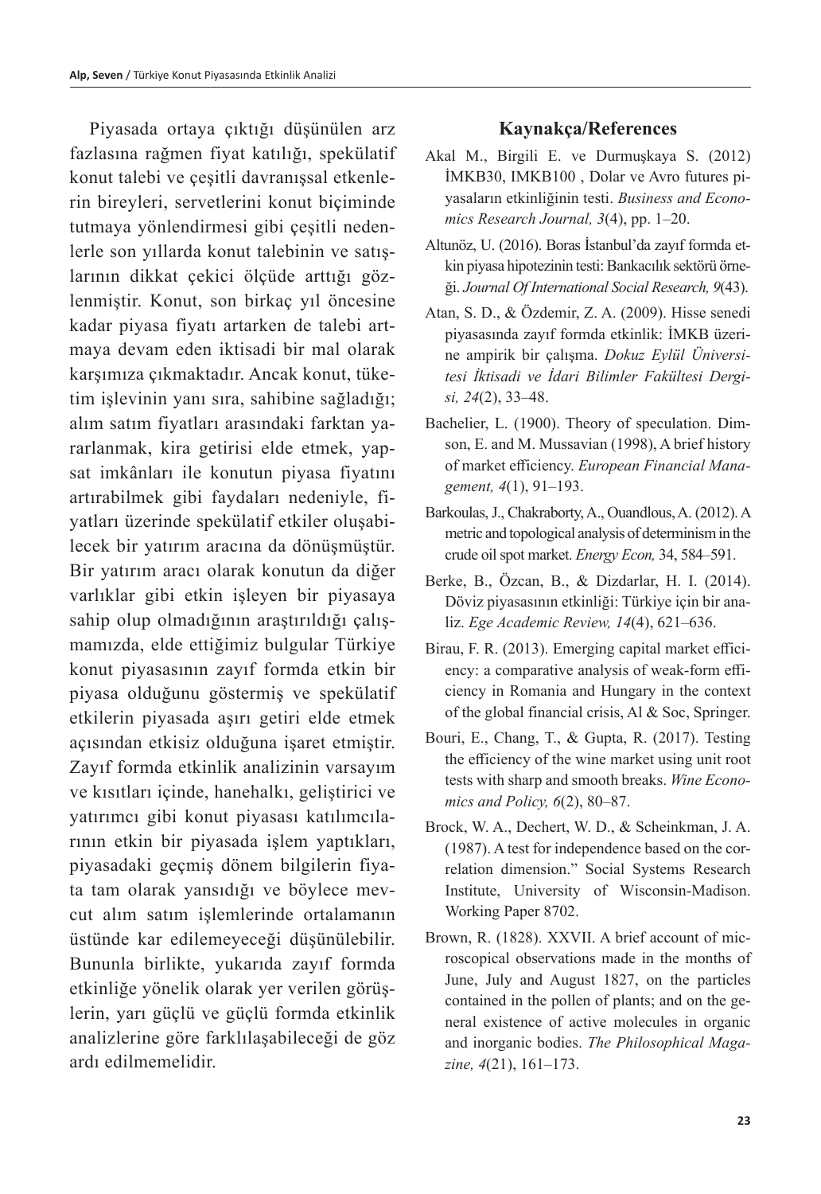Piyasada ortaya çıktığı düşünülen arz fazlasına rağmen fiyat katılığı, spekülatif konut talebi ve çeşitli davranışsal etkenlerin bireyleri, servetlerini konut biçiminde tutmaya yönlendirmesi gibi çeşitli nedenlerle son yıllarda konut talebinin ve satışlarının dikkat çekici ölçüde arttığı gözlenmiştir. Konut, son birkaç yıl öncesine kadar piyasa fiyatı artarken de talebi artmaya devam eden iktisadi bir mal olarak karşımıza çıkmaktadır. Ancak konut, tüketim işlevinin yanı sıra, sahibine sağladığı; alım satım fiyatları arasındaki farktan yararlanmak, kira getirisi elde etmek, yap-sat imkânları ile konutun piyasa fiyatını artırabilmek gibi faydaları nedeniyle, fiyatları üzerinde spekülatif etkiler oluşabilecek bir yatırım aracına da dönüşmüştür. Bir yatırım aracı olarak konutun da diğer varlıklar gibi etkin işleyen bir piyasaya sahip olup olmadığının araştırıldığı çalışmamızda, elde ettiğimiz bulgular Türkiye konut piyasasının zayıf formda etkin bir piyasa olduğunu göstermiş ve spekülatif etkilerin piyasada aşırı getiri elde etmek açısından etkisiz olduğuna işaret etmiştir. Zayıf formda etkinlik analizinin varsayım ve kısıtları içinde, hanehalkı, geliştirici ve yatırımcı gibi konut piyasası katılımcılarının etkin bir piyasada işlem yaptıkları, piyasadaki geçmiş dönem bilgilerin fiyata tam olarak yansıdığı ve böylece mevcut alım satım işlemlerinde ortalamanın üstünde kar edilemeyeceği düşünülebilir. Bununla birlikte, yukarıda zayıf formda etkinliğe yönelik olarak yer verilen görüşlerin, yarı güçlü ve güçlü formda etkinlik analizlerine göre farklılaşabileceği de göz ardı edilmemelidir.

## Kaynakça/References

Akal M., Birgili E. ve Durmuşkaya S. (2012) İMKB30, IMKB100 , Dolar ve Avro futures piyasaların etkinliğinin testi. *Business and Economics Research Journal, 3*(4), pp. 1–20.

Altunöz, U. (2016). Boras İstanbul'da zayıf formda etkin piyasa hipotezinin testi: Bankacılık sektörü örneği. *Journal Of International Social Research, 9*(43).

Atan, S. D., & Özdemir, Z. A. (2009). Hisse senedi piyasasında zayıf formda etkinlik: İMKB üzerine ampirik bir çalışma. *Dokuz Eylül Üniversitesi İktisadi ve İdari Bilimler Fakültesi Dergisi, 24*(2), 33–48.

Bachelier, L. (1900). Theory of speculation. Dimson, E. and M. Mussavian (1998), A brief history of market efficiency. *European Financial Management, 4*(1), 91–193.

Barkoulas, J., Chakraborty, A., Ouandlous, A. (2012). A metric and topological analysis of determinism in the crude oil spot market. *Energy Econ,* 34, 584–591.

Berke, B., Özcan, B., & Dizdarlar, H. I. (2014). Döviz piyasasının etkinliği: Türkiye için bir analiz. *Ege Academic Review, 14*(4), 621–636.

Birau, F. R. (2013). Emerging capital market efficiency: a comparative analysis of weak-form efficiency in Romania and Hungary in the context of the global financial crisis, Al & Soc, Springer.

Bouri, E., Chang, T., & Gupta, R. (2017). Testing the efficiency of the wine market using unit root tests with sharp and smooth breaks. *Wine Economics and Policy, 6*(2), 80–87.

Brock, W. A., Dechert, W. D., & Scheinkman, J. A. (1987). A test for independence based on the correlation dimension." Social Systems Research Institute, University of Wisconsin-Madison. Working Paper 8702.

Brown, R. (1828). XXVII. A brief account of microscopical observations made in the months of June, July and August 1827, on the particles contained in the pollen of plants; and on the general existence of active molecules in organic and inorganic bodies. *The Philosophical Magazine, 4*(21), 161–173.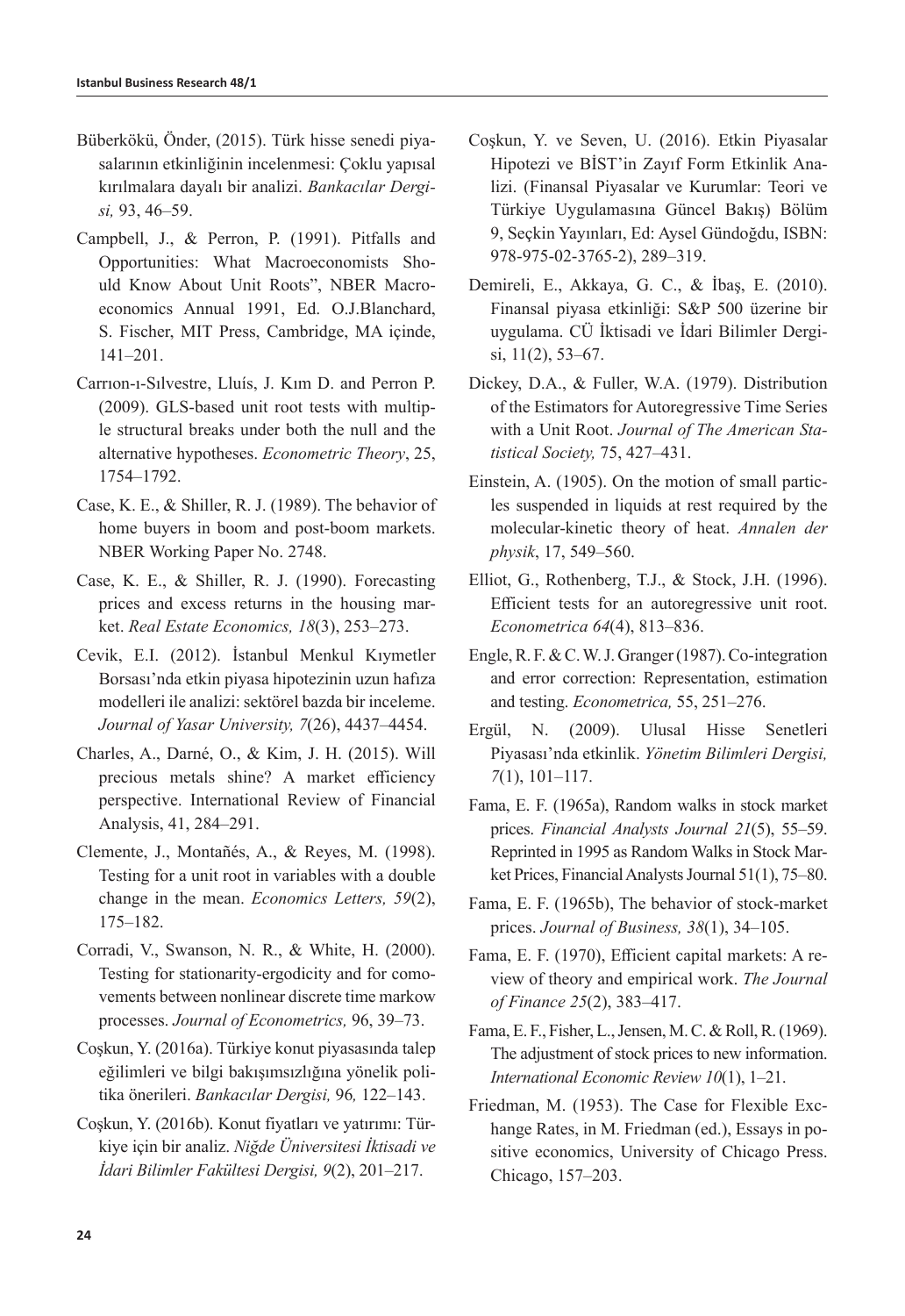Büberkökü, Önder, (2015). Türk hisse senedi piyasalarının etkinliğinin incelenmesi: Çoklu yapısal kırılmalara dayalı bir analizi. *Bankacılar Dergisi,* 93, 46–59.

Campbell, J., & Perron, P. (1991). Pitfalls and Opportunities: What Macroeconomists Should Know About Unit Roots", NBER Macroeconomics Annual 1991, Ed. O.J.Blanchard, S. Fischer, MIT Press, Cambridge, MA içinde, 141–201.

Carrıon-ı-Sılvestre, Lluís, J. Kım D. and Perron P. (2009). GLS-based unit root tests with multiple structural breaks under both the null and the alternative hypotheses. *Econometric Theory*, 25, 1754–1792.

Case, K. E., & Shiller, R. J. (1989). The behavior of home buyers in boom and post-boom markets. NBER Working Paper No. 2748.

Case, K. E., & Shiller, R. J. (1990). Forecasting prices and excess returns in the housing market. *Real Estate Economics, 18*(3), 253–273.

Cevik, E.I. (2012). İstanbul Menkul Kıymetler Borsası'nda etkin piyasa hipotezinin uzun hafıza modelleri ile analizi: sektörel bazda bir inceleme. *Journal of Yasar University, 7*(26), 4437–4454.

Charles, A., Darné, O., & Kim, J. H. (2015). Will precious metals shine? A market efficiency perspective. International Review of Financial Analysis, 41, 284–291.

Clemente, J., Montañés, A., & Reyes, M. (1998). Testing for a unit root in variables with a double change in the mean. *Economics Letters, 59*(2), 175–182.

Corradi, V., Swanson, N. R., & White, H. (2000). Testing for stationarity-ergodicity and for comovements between nonlinear discrete time markow processes. *Journal of Econometrics,* 96, 39–73.

Coşkun, Y. (2016a). Türkiye konut piyasasında talep eğilimleri ve bilgi bakışımsızlığına yönelik politika önerileri. *Bankacılar Dergisi,* 96*,* 122–143.

Coşkun, Y. (2016b). Konut fiyatları ve yatırımı: Türkiye için bir analiz. *Niğde Üniversitesi İktisadi ve İdari Bilimler Fakültesi Dergisi, 9*(2), 201–217.

Coşkun, Y. ve Seven, U. (2016). Etkin Piyasalar Hipotezi ve BİST'in Zayıf Form Etkinlik Analizi. (Finansal Piyasalar ve Kurumlar: Teori ve Türkiye Uygulamasına Güncel Bakış) Bölüm 9, Seçkin Yayınları, Ed: Aysel Gündoğdu, ISBN: 978-975-02-3765-2), 289–319.

Demireli, E., Akkaya, G. C., & İbaş, E. (2010). Finansal piyasa etkinliği: S&P 500 üzerine bir uygulama. CÜ İktisadi ve İdari Bilimler Dergisi, 11(2), 53–67.

Dickey, D.A., & Fuller, W.A. (1979). Distribution of the Estimators for Autoregressive Time Series with a Unit Root. *Journal of The American Statistical Society,* 75, 427–431.

Einstein, A. (1905). On the motion of small particles suspended in liquids at rest required by the molecular-kinetic theory of heat. *Annalen der physik*, 17, 549–560.

Elliot, G., Rothenberg, T.J., & Stock, J.H. (1996). Efficient tests for an autoregressive unit root. *Econometrica 64*(4), 813–836.

Engle, R. F. & C. W. J. Granger (1987). Co-integration and error correction: Representation, estimation and testing. *Econometrica,* 55, 251–276.

Ergül, N. (2009). Ulusal Hisse Senetleri Piyasası'nda etkinlik. *Yönetim Bilimleri Dergisi, 7*(1), 101–117.

Fama, E. F. (1965a), Random walks in stock market prices. *Financial Analysts Journal 21*(5), 55–59. Reprinted in 1995 as Random Walks in Stock Market Prices, Financial Analysts Journal 51(1), 75–80.

Fama, E. F. (1965b), The behavior of stock-market prices. *Journal of Business, 38*(1), 34–105.

Fama, E. F. (1970), Efficient capital markets: A review of theory and empirical work. *The Journal of Finance 25*(2), 383–417.

Fama, E. F., Fisher, L., Jensen, M. C. & Roll, R. (1969). The adjustment of stock prices to new information. *International Economic Review 10*(1), 1–21.

Friedman, M. (1953). The Case for Flexible Exchange Rates, in M. Friedman (ed.), Essays in positive economics, University of Chicago Press. Chicago, 157–203.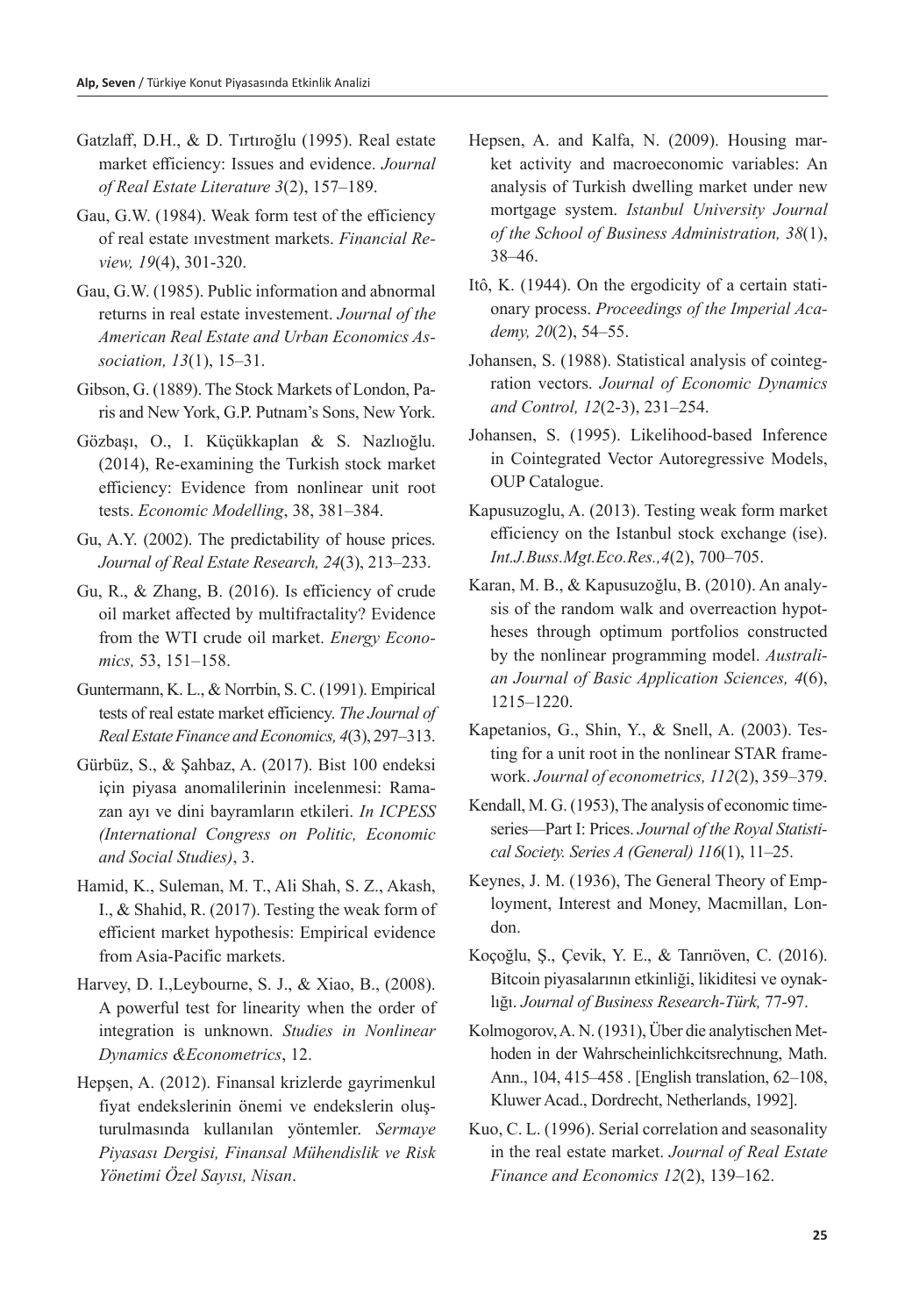Gatzlaff, D.H., & D. Tırtıroğlu (1995). Real estate market efficiency: Issues and evidence. *Journal of Real Estate Literature 3*(2), 157–189.

Gau, G.W. (1984). Weak form test of the efficiency of real estate ınvestment markets. *Financial Review, 19*(4), 301-320.

Gau, G.W. (1985). Public information and abnormal returns in real estate investement. *Journal of the American Real Estate and Urban Economics Association, 13*(1), 15–31.

Gibson, G. (1889). The Stock Markets of London, Paris and New York, G.P. Putnam's Sons, New York.

Gözbaşı, O., I. Küçükkaplan & S. Nazlıoğlu. (2014), Re-examining the Turkish stock market efficiency: Evidence from nonlinear unit root tests. *Economic Modelling*, 38, 381–384.

Gu, A.Y. (2002). The predictability of house prices. *Journal of Real Estate Research, 24*(3), 213–233.

Gu, R., & Zhang, B. (2016). Is efficiency of crude oil market affected by multifractality? Evidence from the WTI crude oil market. *Energy Economics,* 53, 151–158.

Guntermann, K. L., & Norrbin, S. C. (1991). Empirical tests of real estate market efficiency. *The Journal of Real Estate Finance and Economics, 4*(3), 297–313.

Gürbüz, S., & Şahbaz, A. (2017). Bist 100 endeksi için piyasa anomalilerinin incelenmesi: Ramazan ayı ve dini bayramların etkileri. *In ICPESS (International Congress on Politic, Economic and Social Studies)*, 3.

Hamid, K., Suleman, M. T., Ali Shah, S. Z., Akash, I., & Shahid, R. (2017). Testing the weak form of efficient market hypothesis: Empirical evidence from Asia-Pacific markets.

Harvey, D. I.,Leybourne, S. J., & Xiao, B., (2008). A powerful test for linearity when the order of integration is unknown. *Studies in Nonlinear Dynamics &Econometrics*, 12.

Hepşen, A. (2012). Finansal krizlerde gayrimenkul fiyat endekslerinin önemi ve endekslerin oluşturulmasında kullanılan yöntemler. *Sermaye Piyasası Dergisi, Finansal Mühendislik ve Risk Yönetimi Özel Sayısı, Nisan*.

Hepsen, A. and Kalfa, N. (2009). Housing market activity and macroeconomic variables: An analysis of Turkish dwelling market under new mortgage system. *Istanbul University Journal of the School of Business Administration, 38*(1), 38–46.

Itô, K. (1944). On the ergodicity of a certain stationary process. *Proceedings of the Imperial Academy, 20*(2), 54–55.

Johansen, S. (1988). Statistical analysis of cointegration vectors. *Journal of Economic Dynamics and Control, 12*(2-3), 231–254.

Johansen, S. (1995). Likelihood-based Inference in Cointegrated Vector Autoregressive Models, OUP Catalogue.

Kapusuzoglu, A. (2013). Testing weak form market efficiency on the Istanbul stock exchange (ise). *Int.J.Buss.Mgt.Eco.Res.,4*(2), 700–705.

Karan, M. B., & Kapusuzoğlu, B. (2010). An analysis of the random walk and overreaction hypotheses through optimum portfolios constructed by the nonlinear programming model. *Australian Journal of Basic Application Sciences, 4*(6), 1215–1220.

Kapetanios, G., Shin, Y., & Snell, A. (2003). Testing for a unit root in the nonlinear STAR framework. *Journal of econometrics, 112*(2), 359–379.

Kendall, M. G. (1953), The analysis of economic time-series—Part I: Prices. *Journal of the Royal Statistical Society. Series A (General) 116*(1), 11–25.

Keynes, J. M. (1936), The General Theory of Employment, Interest and Money, Macmillan, London.

Koçoğlu, Ş., Çevik, Y. E., & Tanrıöven, C. (2016). Bitcoin piyasalarının etkinliği, likiditesi ve oynaklığı. *Journal of Business Research-Türk,* 77-97.

Kolmogorov, A. N. (1931), Über die analytischen Methoden in der Wahrscheinlichkcitsrechnung, Math. Ann., 104, 415–458 . [English translation, 62–108, Kluwer Acad., Dordrecht, Netherlands, 1992].

Kuo, C. L. (1996). Serial correlation and seasonality in the real estate market. *Journal of Real Estate Finance and Economics 12*(2), 139–162.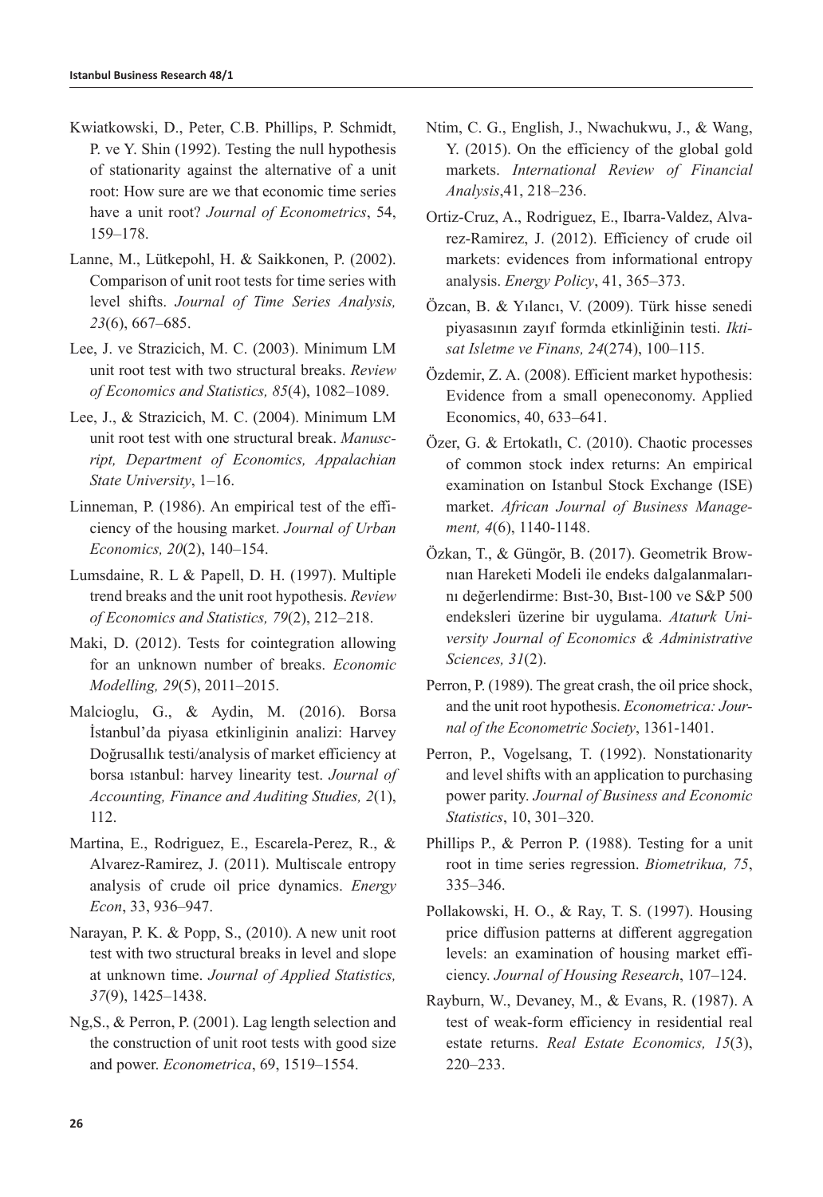Kwiatkowski, D., Peter, C.B. Phillips, P. Schmidt, P. ve Y. Shin (1992). Testing the null hypothesis of stationarity against the alternative of a unit root: How sure are we that economic time series have a unit root? *Journal of Econometrics*, 54, 159–178.

Lanne, M., Lütkepohl, H. & Saikkonen, P. (2002). Comparison of unit root tests for time series with level shifts. *Journal of Time Series Analysis, 23*(6), 667–685.

Lee, J. ve Strazicich, M. C. (2003). Minimum LM unit root test with two structural breaks. *Review of Economics and Statistics, 85*(4), 1082–1089.

Lee, J., & Strazicich, M. C. (2004). Minimum LM unit root test with one structural break. *Manuscript, Department of Economics, Appalachian State University*, 1–16.

Linneman, P. (1986). An empirical test of the efficiency of the housing market. *Journal of Urban Economics, 20*(2), 140–154.

Lumsdaine, R. L & Papell, D. H. (1997). Multiple trend breaks and the unit root hypothesis. *Review of Economics and Statistics, 79*(2), 212–218.

Maki, D. (2012). Tests for cointegration allowing for an unknown number of breaks. *Economic Modelling, 29*(5), 2011–2015.

Malcioglu, G., & Aydin, M. (2016). Borsa İstanbul'da piyasa etkinliginin analizi: Harvey Doğrusallık testi/analysis of market efficiency at borsa ıstanbul: harvey linearity test. *Journal of Accounting, Finance and Auditing Studies, 2*(1), 112.

Martina, E., Rodriguez, E., Escarela-Perez, R., & Alvarez-Ramirez, J. (2011). Multiscale entropy analysis of crude oil price dynamics. *Energy Econ*, 33, 936–947.

Narayan, P. K. & Popp, S., (2010). A new unit root test with two structural breaks in level and slope at unknown time. *Journal of Applied Statistics, 37*(9), 1425–1438.

Ng,S., & Perron, P. (2001). Lag length selection and the construction of unit root tests with good size and power. *Econometrica*, 69, 1519–1554.

Ntim, C. G., English, J., Nwachukwu, J., & Wang, Y. (2015). On the efficiency of the global gold markets. *International Review of Financial Analysis*,41, 218–236.

Ortiz-Cruz, A., Rodriguez, E., Ibarra-Valdez, Alvarez-Ramirez, J. (2012). Efficiency of crude oil markets: evidences from informational entropy analysis. *Energy Policy*, 41, 365–373.

Özcan, B. & Yılancı, V. (2009). Türk hisse senedi piyasasının zayıf formda etkinliğinin testi. *Iktisat Isletme ve Finans, 24*(274), 100–115.

Özdemir, Z. A. (2008). Efficient market hypothesis: Evidence from a small openeconomy. Applied Economics, 40, 633–641.

Özer, G. & Ertokatlı, C. (2010). Chaotic processes of common stock index returns: An empirical examination on Istanbul Stock Exchange (ISE) market. *African Journal of Business Management, 4*(6), 1140-1148.

Özkan, T., & Güngör, B. (2017). Geometrik Brownıan Hareketi Modeli ile endeks dalgalanmalarını değerlendirme: Bıst-30, Bıst-100 ve S&P 500 endeksleri üzerine bir uygulama. *Ataturk University Journal of Economics & Administrative Sciences, 31*(2).

Perron, P. (1989). The great crash, the oil price shock, and the unit root hypothesis. *Econometrica: Journal of the Econometric Society*, 1361-1401.

Perron, P., Vogelsang, T. (1992). Nonstationarity and level shifts with an application to purchasing power parity. *Journal of Business and Economic Statistics*, 10, 301–320.

Phillips P., & Perron P. (1988). Testing for a unit root in time series regression. *Biometrikua, 75*, 335–346.

Pollakowski, H. O., & Ray, T. S. (1997). Housing price diffusion patterns at different aggregation levels: an examination of housing market efficiency. *Journal of Housing Research*, 107–124.

Rayburn, W., Devaney, M., & Evans, R. (1987). A test of weak-form efficiency in residential real estate returns. *Real Estate Economics, 15*(3), 220–233.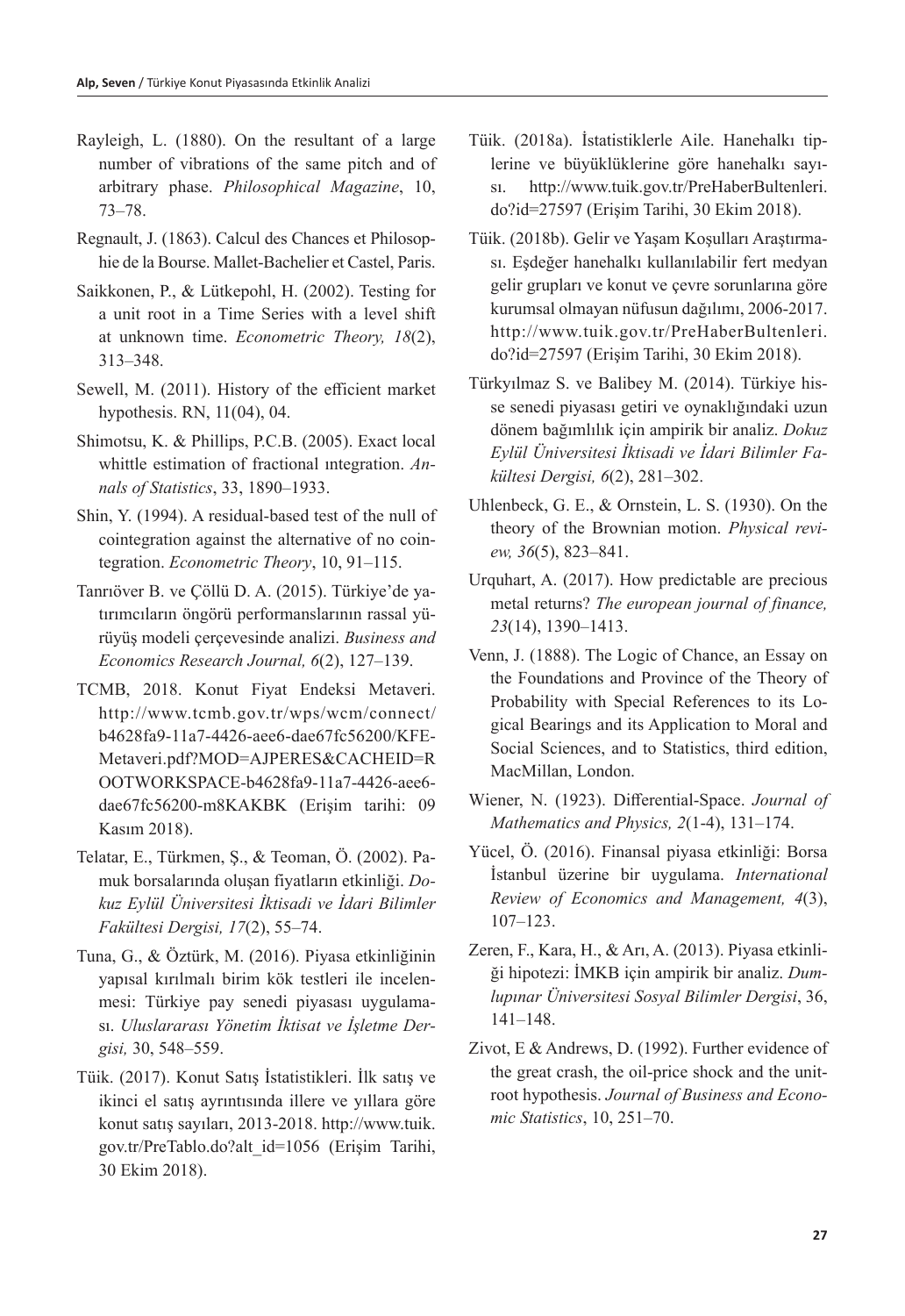Rayleigh, L. (1880). On the resultant of a large number of vibrations of the same pitch and of arbitrary phase. *Philosophical Magazine*, 10, 73–78.

Regnault, J. (1863). Calcul des Chances et Philosophie de la Bourse. Mallet-Bachelier et Castel, Paris.

Saikkonen, P., & Lütkepohl, H. (2002). Testing for a unit root in a Time Series with a level shift at unknown time. *Econometric Theory, 18*(2), 313–348.

Sewell, M. (2011). History of the efficient market hypothesis. RN, 11(04), 04.

Shimotsu, K. & Phillips, P.C.B. (2005). Exact local whittle estimation of fractional ıntegration. *Annals of Statistics*, 33, 1890–1933.

Shin, Y. (1994). A residual-based test of the null of cointegration against the alternative of no cointegration. *Econometric Theory*, 10, 91–115.

Tanrıöver B. ve Çöllü D. A. (2015). Türkiye'de yatırımcıların öngörü performanslarının rassal yürüyüş modeli çerçevesinde analizi. *Business and Economics Research Journal, 6*(2), 127–139.

TCMB, 2018. Konut Fiyat Endeksi Metaveri. http://www.tcmb.gov.tr/wps/wcm/connect/b4628fa9-11a7-4426-aee6-dae67fc56200/KFE-Metaveri.pdf?MOD=AJPERES&CACHEID=ROOTWORKSPACE-b4628fa9-11a7-4426-aee6-dae67fc56200-m8KAKBK (Erişim tarihi: 09 Kasım 2018).

Telatar, E., Türkmen, Ş., & Teoman, Ö. (2002). Pamuk borsalarında oluşan fiyatların etkinliği. *Dokuz Eylül Üniversitesi İktisadi ve İdari Bilimler Fakültesi Dergisi, 17*(2), 55–74.

Tuna, G., & Öztürk, M. (2016). Piyasa etkinliğinin yapısal kırılmalı birim kök testleri ile incelenmesi: Türkiye pay senedi piyasası uygulaması. *Uluslararası Yönetim İktisat ve İşletme Dergisi,* 30, 548–559.

Tüik. (2017). Konut Satış İstatistikleri. İlk satış ve ikinci el satış ayrıntısında illere ve yıllara göre konut satış sayıları, 2013-2018. http://www.tuik.gov.tr/PreTablo.do?alt_id=1056 (Erişim Tarihi, 30 Ekim 2018).

Tüik. (2018a). İstatistiklerle Aile. Hanehalkı tiplerine ve büyüklüklerine göre hanehalkı sayısı. http://www.tuik.gov.tr/PreHaberBultenleri.do?id=27597 (Erişim Tarihi, 30 Ekim 2018).

Tüik. (2018b). Gelir ve Yaşam Koşulları Araştırması. Eşdeğer hanehalkı kullanılabilir fert medyan gelir grupları ve konut ve çevre sorunlarına göre kurumsal olmayan nüfusun dağılımı, 2006-2017. http://www.tuik.gov.tr/PreHaberBultenleri.do?id=27597 (Erişim Tarihi, 30 Ekim 2018).

Türkyılmaz S. ve Balibey M. (2014). Türkiye hisse senedi piyasası getiri ve oynaklığındaki uzun dönem bağımlılık için ampirik bir analiz. *Dokuz Eylül Üniversitesi İktisadi ve İdari Bilimler Fakültesi Dergisi, 6*(2), 281–302.

Uhlenbeck, G. E., & Ornstein, L. S. (1930). On the theory of the Brownian motion. *Physical review, 36*(5), 823–841.

Urquhart, A. (2017). How predictable are precious metal returns? *The european journal of finance, 23*(14), 1390–1413.

Venn, J. (1888). The Logic of Chance, an Essay on the Foundations and Province of the Theory of Probability with Special References to its Logical Bearings and its Application to Moral and Social Sciences, and to Statistics, third edition, MacMillan, London.

Wiener, N. (1923). Differential-Space. *Journal of Mathematics and Physics, 2*(1-4), 131–174.

Yücel, Ö. (2016). Finansal piyasa etkinliği: Borsa İstanbul üzerine bir uygulama. *International Review of Economics and Management, 4*(3), 107–123.

Zeren, F., Kara, H., & Arı, A. (2013). Piyasa etkinliği hipotezi: İMKB için ampirik bir analiz. *Dumlupınar Üniversitesi Sosyal Bilimler Dergisi*, 36, 141–148.

Zivot, E & Andrews, D. (1992). Further evidence of the great crash, the oil-price shock and the unit-root hypothesis. *Journal of Business and Economic Statistics*, 10, 251–70.